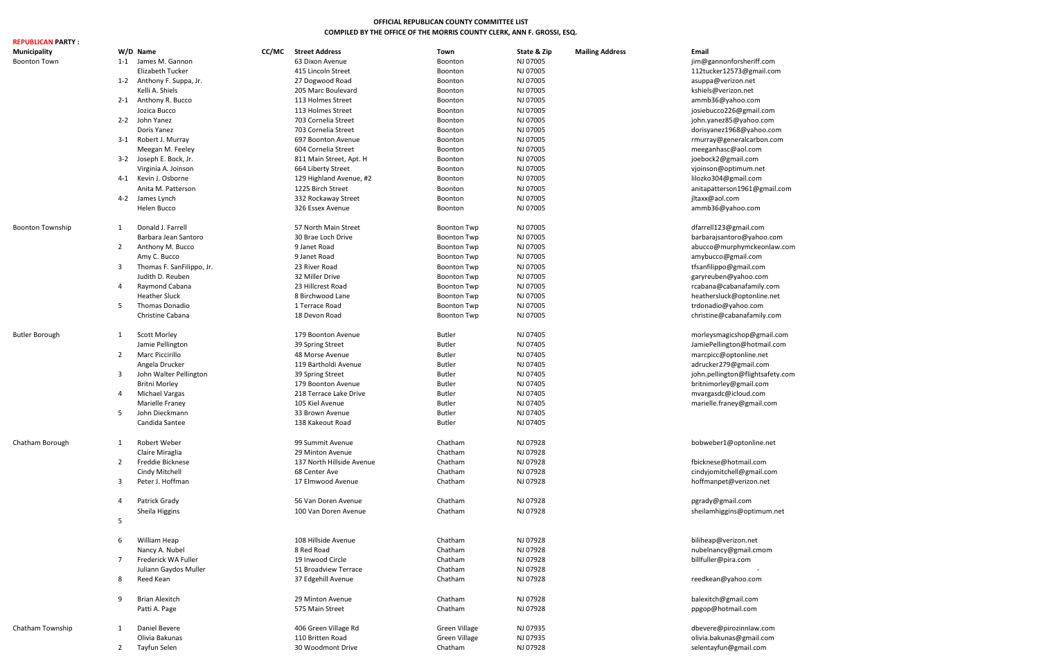**OFFICIAL REPUBLICAN COUNTY COMMITTEE LIST**
**COMPILED BY THE OFFICE OF THE MORRIS COUNTY CLERK, ANN F. GROSSI, ESQ.**

**REPUBLICAN PARTY :**

| Municipality | W/D | Name | CC/MC | Street Address | Town | State & Zip | Mailing Address | Email |
|---|---|---|---|---|---|---|---|---|
| Boonton Town | 1-1 | James M. Gannon | | 63 Dixon Avenue | Boonton | NJ 07005 | | jim@gannonforsheriff.com |
| | | Elizabeth Tucker | | 415 Lincoln Street | Boonton | NJ 07005 | | 112tucker12573@gmail.com |
| | 1-2 | Anthony F. Suppa, Jr. | | 27 Dogwood Road | Boonton | NJ 07005 | | asuppa@verizon.net |
| | | Kelli A. Shiels | | 205 Marc Boulevard | Boonton | NJ 07005 | | kshiels@verizon.net |
| | 2-1 | Anthony R. Bucco | | 113 Holmes Street | Boonton | NJ 07005 | | ammb36@yahoo.com |
| | | Jozica Bucco | | 113 Holmes Street | Boonton | NJ 07005 | | josiebucco226@gmail.com |
| | 2-2 | John Yanez | | 703 Cornelia Street | Boonton | NJ 07005 | | john.yanez85@yahoo.com |
| | | Doris Yanez | | 703 Cornelia Street | Boonton | NJ 07005 | | dorisyanez1968@yahoo.com |
| | 3-1 | Robert J. Murray | | 697 Boonton Avenue | Boonton | NJ 07005 | | rmurray@generalcarbon.com |
| | | Meegan M. Feeley | | 604 Cornelia Street | Boonton | NJ 07005 | | meeganhasc@aol.com |
| | 3-2 | Joseph E. Bock, Jr. | | 811 Main Street, Apt. H | Boonton | NJ 07005 | | joebock2@gmail.com |
| | | Virginia A. Joinson | | 664 Liberty Street | Boonton | NJ 07005 | | vjoinson@optimum.net |
| | 4-1 | Kevin J. Osborne | | 129 Highland Avenue, #2 | Boonton | NJ 07005 | | lilozko304@gmail.com |
| | | Anita M. Patterson | | 1225 Birch Street | Boonton | NJ 07005 | | anitapatterson1961@gmail.com |
| | 4-2 | James Lynch | | 332 Rockaway Street | Boonton | NJ 07005 | | jltaxx@aol.com |
| | | Helen Bucco | | 326 Essex Avenue | Boonton | NJ 07005 | | ammb36@yahoo.com |
| Boonton Township | 1 | Donald J. Farrell | | 57 North Main Street | Boonton Twp | NJ 07005 | | dfarrell123@gmail.com |
| | | Barbara Jean Santoro | | 30 Brae Loch Drive | Boonton Twp | NJ 07005 | | barbarajsantoro@yahoo.com |
| | 2 | Anthony M. Bucco | | 9 Janet Road | Boonton Twp | NJ 07005 | | abucco@murphymckeonlaw.com |
| | | Amy C. Bucco | | 9 Janet Road | Boonton Twp | NJ 07005 | | amybucco@gmail.com |
| | 3 | Thomas F. SanFilippo, Jr. | | 23 River Road | Boonton Twp | NJ 07005 | | tfsanfilippo@gmail.com |
| | | Judith D. Reuben | | 32 Miller Drive | Boonton Twp | NJ 07005 | | garyreuben@yahoo.com |
| | 4 | Raymond Cabana | | 23 Hillcrest Road | Boonton Twp | NJ 07005 | | rcabana@cabanafamily.com |
| | | Heather Sluck | | 8 Birchwood Lane | Boonton Twp | NJ 07005 | | heathersluck@optonline.net |
| | 5 | Thomas Donadio | | 1 Terrace Road | Boonton Twp | NJ 07005 | | trdonadio@yahoo.com |
| | | Christine Cabana | | 18 Devon Road | Boonton Twp | NJ 07005 | | christine@cabanafamily.com |
| Butler Borough | 1 | Scott Morley | | 179 Boonton Avenue | Butler | NJ 07405 | | morleysmagicshop@gmail.com |
| | | Jamie Pellington | | 39 Spring Street | Butler | NJ 07405 | | JamiePellington@hotmail.com |
| | 2 | Marc Piccirillo | | 48 Morse Avenue | Butler | NJ 07405 | | marcpicc@optonline.net |
| | | Angela Drucker | | 119 Bartholdi Avenue | Butler | NJ 07405 | | adrucker279@gmail.com |
| | 3 | John Walter Pellington | | 39 Spring Street | Butler | NJ 07405 | | john.pellington@flightsafety.com |
| | | Britni Morley | | 179 Boonton Avenue | Butler | NJ 07405 | | britnimorley@gmail.com |
| | 4 | Michael Vargas | | 218 Terrace Lake Drive | Butler | NJ 07405 | | mvargasdc@icloud.com |
| | | Marielle Franey | | 105 Kiel Avenue | Butler | NJ 07405 | | marielle.franey@gmail.com |
| | 5 | John Dieckmann | | 33 Brown Avenue | Butler | NJ 07405 | | |
| | | Candida Santee | | 138 Kakeout Road | Butler | NJ 07405 | | |
| Chatham Borough | 1 | Robert Weber | | 99 Summit Avenue | Chatham | NJ 07928 | | bobweber1@optonline.net |
| | | Claire Miraglia | | 29 Minton Avenue | Chatham | NJ 07928 | | |
| | 2 | Freddie Bicknese | | 137 North Hillside Avenue | Chatham | NJ 07928 | | fbicknese@hotmail.com |
| | | Cindy Mitchell | | 68 Center Ave | Chatham | NJ 07928 | | cindyjomitchell@gmail.com |
| | 3 | Peter J. Hoffman | | 17 Elmwood Avenue | Chatham | NJ 07928 | | hoffmanpet@verizon.net |
| | 4 | Patrick Grady | | 56 Van Doren Avenue | Chatham | NJ 07928 | | pgrady@gmail.com |
| | | Sheila Higgins | | 100 Van Doren Avenue | Chatham | NJ 07928 | | sheilamhiggins@optimum.net |
| | 5 | | | | | | | |
| | 6 | William Heap | | 108 Hillside Avenue | Chatham | NJ 07928 | | biliheap@verizon.net |
| | | Nancy A. Nubel | | 8 Red Road | Chatham | NJ 07928 | | nubelnancy@gmail.cmom |
| | 7 | Frederick WA Fuller | | 19 Inwood Circle | Chatham | NJ 07928 | | billfuller@pira.com |
| | | Juliann Gaydos Muller | | 51 Broadview Terrace | Chatham | NJ 07928 | | - |
| | 8 | Reed Kean | | 37 Edgehill Avenue | Chatham | NJ 07928 | | reedkean@yahoo.com |
| | 9 | Brian Alexitch | | 29 Minton Avenue | Chatham | NJ 07928 | | balexitch@gmail.com |
| | | Patti A. Page | | 575 Main Street | Chatham | NJ 07928 | | ppgop@hotmail.com |
| Chatham Township | 1 | Daniel Bevere | | 406 Green Village Rd | Green Village | NJ 07935 | | dbevere@pirozinnlaw.com |
| | | Olivia Bakunas | | 110 Britten Road | Green Village | NJ 07935 | | olivia.bakunas@gmail.com |
| | 2 | Tayfun Selen | | 30 Woodmont Drive | Chatham | NJ 07928 | | selentayfun@gmail.com |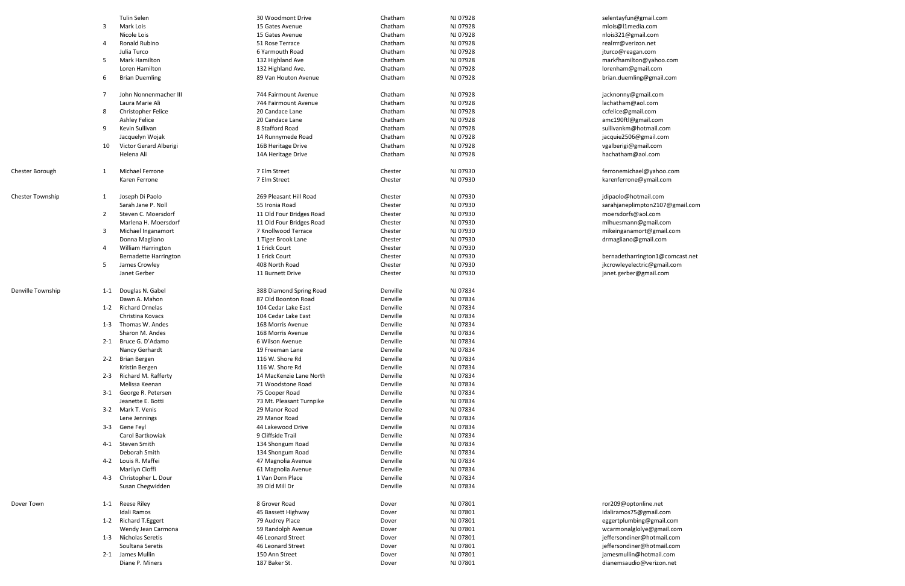| | | | | | | |
|---|---|---|---|---|---|---|
| | | Tulin Selen | 30 Woodmont Drive | Chatham | NJ 07928 | selentayfun@gmail.com |
| | 3 | Mark Lois | 15 Gates Avenue | Chatham | NJ 07928 | mlois@l1media.com |
| | | Nicole Lois | 15 Gates Avenue | Chatham | NJ 07928 | nlois321@gmail.com |
| | 4 | Ronald Rubino | 51 Rose Terrace | Chatham | NJ 07928 | realrrr@verizon.net |
| | | Julia Turco | 6 Yarmouth Road | Chatham | NJ 07928 | jturco@reagan.com |
| | 5 | Mark Hamilton | 132 Highland Ave | Chatham | NJ 07928 | markfhamilton@yahoo.com |
| | | Loren Hamilton | 132 Highland Ave. | Chatham | NJ 07928 | lorenham@gmail.com |
| | 6 | Brian Duemling | 89 Van Houton Avenue | Chatham | NJ 07928 | brian.duemling@gmail.com |
| | 7 | John Nonnenmacher III | 744 Fairmount Avenue | Chatham | NJ 07928 | jacknonny@gmail.com |
| | | Laura Marie Ali | 744 Fairmount Avenue | Chatham | NJ 07928 | lachatham@aol.com |
| | 8 | Christopher Felice | 20 Candace Lane | Chatham | NJ 07928 | ccfelice@gmail.com |
| | | Ashley Felice | 20 Candace Lane | Chatham | NJ 07928 | amc190ftl@gmail.com |
| | 9 | Kevin Sullivan | 8 Stafford Road | Chatham | NJ 07928 | sullivankm@hotmail.com |
| | | Jacquelyn Wojak | 14 Runnymede Road | Chatham | NJ 07928 | jacquie2506@gmail.com |
| | 10 | Victor Gerard Alberigi | 16B Heritage Drive | Chatham | NJ 07928 | vgalberigi@gmail.com |
| | | Helena Ali | 14A Heritage Drive | Chatham | NJ 07928 | hachatham@aol.com |
| Chester Borough | 1 | Michael Ferrone | 7 Elm Street | Chester | NJ 07930 | ferronemichael@yahoo.com |
| | | Karen Ferrone | 7 Elm Street | Chester | NJ 07930 | karenferrone@ymail.com |
| Chester Township | 1 | Joseph Di Paolo | 269 Pleasant Hill Road | Chester | NJ 07930 | jdipaolo@hotmail.com |
| | | Sarah Jane P. Noll | 55 Ironia Road | Chester | NJ 07930 | sarahjaneplimpton2107@gmail.com |
| | 2 | Steven C. Moersdorf | 11 Old Four Bridges Road | Chester | NJ 07930 | moersdorfs@aol.com |
| | | Marlena H. Moersdorf | 11 Old Four Bridges Road | Chester | NJ 07930 | mlhuesmann@gmail.com |
| | 3 | Michael Inganamort | 7 Knollwood Terrace | Chester | NJ 07930 | mikeinganamort@gmail.com |
| | | Donna Magliano | 1 Tiger Brook Lane | Chester | NJ 07930 | drmagliano@gmail.com |
| | 4 | William Harrington | 1 Erick Court | Chester | NJ 07930 | |
| | | Bernadette Harrington | 1 Erick Court | Chester | NJ 07930 | bernadetharrington1@comcast.net |
| | 5 | James Crowley | 408 North Road | Chester | NJ 07930 | jkcrowleyelectric@gmail.com |
| | | Janet Gerber | 11 Burnett Drive | Chester | NJ 07930 | janet.gerber@gmail.com |
| Denville Township | 1-1 | Douglas N. Gabel | 388 Diamond Spring Road | Denville | NJ 07834 | |
| | | Dawn A. Mahon | 87 Old Boonton Road | Denville | NJ 07834 | |
| | 1-2 | Richard Ornelas | 104 Cedar Lake East | Denville | NJ 07834 | |
| | | Christina Kovacs | 104 Cedar Lake East | Denville | NJ 07834 | |
| | 1-3 | Thomas W. Andes | 168 Morris Avenue | Denville | NJ 07834 | |
| | | Sharon M. Andes | 168 Morris Avenue | Denville | NJ 07834 | |
| | 2-1 | Bruce G. D'Adamo | 6 Wilson Avenue | Denville | NJ 07834 | |
| | | Nancy Gerhardt | 19 Freeman Lane | Denville | NJ 07834 | |
| | 2-2 | Brian Bergen | 116 W. Shore Rd | Denville | NJ 07834 | |
| | | Kristin Bergen | 116 W. Shore Rd | Denville | NJ 07834 | |
| | 2-3 | Richard M. Rafferty | 14 MacKenzie Lane North | Denville | NJ 07834 | |
| | | Melissa Keenan | 71 Woodstone Road | Denville | NJ 07834 | |
| | 3-1 | George R. Petersen | 75 Cooper Road | Denville | NJ 07834 | |
| | | Jeanette E. Botti | 73 Mt. Pleasant Turnpike | Denville | NJ 07834 | |
| | 3-2 | Mark T. Venis | 29 Manor Road | Denville | NJ 07834 | |
| | | Lene Jennings | 29 Manor Road | Denville | NJ 07834 | |
| | 3-3 | Gene Feyl | 44 Lakewood Drive | Denville | NJ 07834 | |
| | | Carol Bartkowiak | 9 Cliffside Trail | Denville | NJ 07834 | |
| | 4-1 | Steven Smith | 134 Shongum Road | Denville | NJ 07834 | |
| | | Deborah Smith | 134 Shongum Road | Denville | NJ 07834 | |
| | 4-2 | Louis R. Maffei | 47 Magnolia Avenue | Denville | NJ 07834 | |
| | | Marilyn Cioffi | 61 Magnolia Avenue | Denville | NJ 07834 | |
| | 4-3 | Christopher L. Dour | 1 Van Dorn Place | Denville | NJ 07834 | |
| | | Susan Chegwidden | 39 Old Mill Dr | Denville | NJ 07834 | |
| Dover Town | 1-1 | Reese Riley | 8 Grover Road | Dover | NJ 07801 | ror209@optonline.net |
| | | Idali Ramos | 45 Bassett Highway | Dover | NJ 07801 | idaliramos75@gmail.com |
| | 1-2 | Richard T.Eggert | 79 Audrey Place | Dover | NJ 07801 | eggertplumbing@gmail.com |
| | | Wendy Jean Carmona | 59 Randolph Avenue | Dover | NJ 07801 | wcarmonalglolye@gmail.com |
| | 1-3 | Nicholas Seretis | 46 Leonard Street | Dover | NJ 07801 | jeffersondiner@hotmail.com |
| | | Soultana Seretis | 46 Leonard Street | Dover | NJ 07801 | jeffersondiner@hotmail.com |
| | 2-1 | James Mullin | 150 Ann Street | Dover | NJ 07801 | jamesmullin@hotmail.com |
| | | Diane P. Miners | 187 Baker St. | Dover | NJ 07801 | dianemsaudio@verizon.net |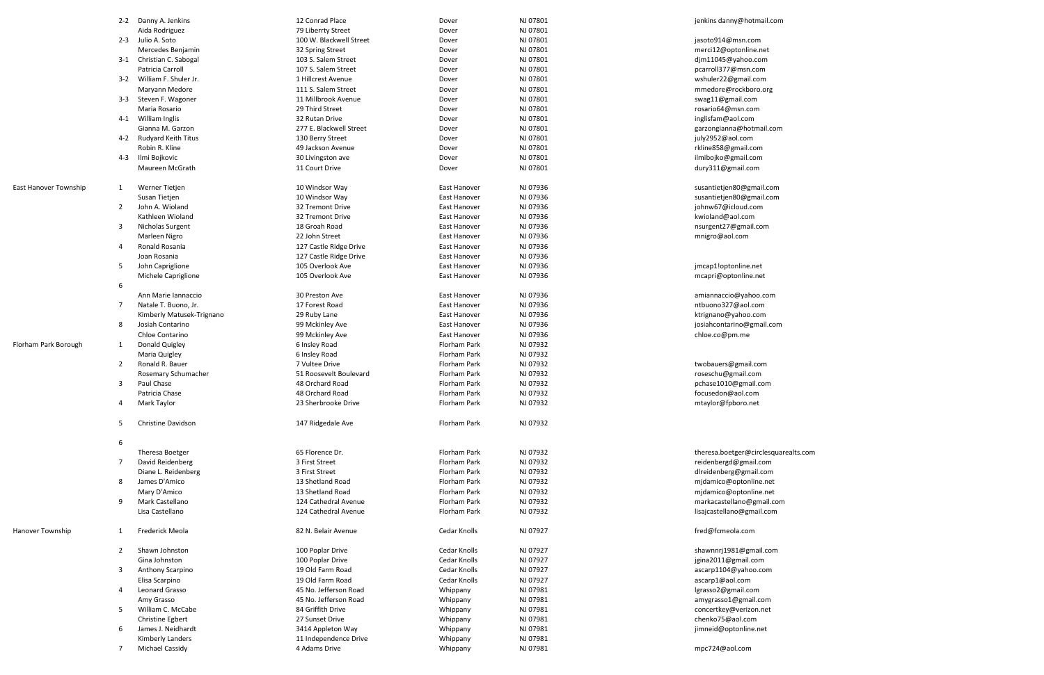| | | | | | | |
|---|---|---|---|---|---|---|
| | 2-2 | Danny A. Jenkins | 12 Conrad Place | Dover | NJ 07801 | jenkins danny@hotmail.com |
| | | Aida Rodriguez | 79 Liberrty Street | Dover | NJ 07801 | |
| | 2-3 | Julio A. Soto | 100 W. Blackwell Street | Dover | NJ 07801 | jasoto914@msn.com |
| | | Mercedes Benjamin | 32 Spring Street | Dover | NJ 07801 | merci12@optonline.net |
| | 3-1 | Christian C. Sabogal | 103 S. Salem Street | Dover | NJ 07801 | djm11045@yahoo.com |
| | | Patricia Carroll | 107 S. Salem Street | Dover | NJ 07801 | pcarroll377@msn.com |
| | 3-2 | William F. Shuler Jr. | 1 Hillcrest Avenue | Dover | NJ 07801 | wshuler22@gmail.com |
| | | Maryann Medore | 111 S. Salem Street | Dover | NJ 07801 | mmedore@rockboro.org |
| | 3-3 | Steven F. Wagoner | 11 Millbrook Avenue | Dover | NJ 07801 | swag11@gmail.com |
| | | Maria Rosario | 29 Third Street | Dover | NJ 07801 | rosario64@msn.com |
| | 4-1 | William Inglis | 32 Rutan Drive | Dover | NJ 07801 | inglisfam@aol.com |
| | | Gianna M. Garzon | 277 E. Blackwell Street | Dover | NJ 07801 | garzongianna@hotmail.com |
| | 4-2 | Rudyard Keith Titus | 130 Berry Street | Dover | NJ 07801 | july2952@aol.com |
| | | Robin R. Kline | 49 Jackson Avenue | Dover | NJ 07801 | rkline858@gmail.com |
| | 4-3 | Ilmi Bojkovic | 30 Livingston ave | Dover | NJ 07801 | ilmibojko@gmail.com |
| | | Maureen McGrath | 11 Court Drive | Dover | NJ 07801 | dury311@gmail.com |
| East Hanover Township | 1 | Werner Tietjen | 10 Windsor Way | East Hanover | NJ 07936 | susantietjen80@gmail.com |
| | | Susan Tietjen | 10 Windsor Way | East Hanover | NJ 07936 | susantietjen80@gmail.com |
| | 2 | John A. Wioland | 32 Tremont Drive | East Hanover | NJ 07936 | johnw67@icloud.com |
| | | Kathleen Wioland | 32 Tremont Drive | East Hanover | NJ 07936 | kwioland@aol.com |
| | 3 | Nicholas Surgent | 18 Groah Road | East Hanover | NJ 07936 | nsurgent27@gmail.com |
| | | Marleen Nigro | 22 John Street | East Hanover | NJ 07936 | mnigro@aol.com |
| | 4 | Ronald Rosania | 127 Castle Ridge Drive | East Hanover | NJ 07936 | |
| | | Joan Rosania | 127 Castle Ridge Drive | East Hanover | NJ 07936 | |
| | 5 | John Capriglione | 105 Overlook Ave | East Hanover | NJ 07936 | jmcap1!optonline.net |
| | | Michele Capriglione | 105 Overlook Ave | East Hanover | NJ 07936 | mcapri@optonline.net |
| | 6 | | | | | |
| | | Ann Marie Iannaccio | 30 Preston Ave | East Hanover | NJ 07936 | amiannaccio@yahoo.com |
| | 7 | Natale T. Buono, Jr. | 17 Forest Road | East Hanover | NJ 07936 | ntbuono327@aol.com |
| | | Kimberly Matusek-Trignano | 29 Ruby Lane | East Hanover | NJ 07936 | ktrignano@yahoo.com |
| | 8 | Josiah Contarino | 99 Mckinley Ave | East Hanover | NJ 07936 | josiahcontarino@gmail.com |
| | | Chloe Contarino | 99 Mckinley Ave | East Hanover | NJ 07936 | chloe.co@pm.me |
| Florham Park Borough | 1 | Donald Quigley | 6 Insley Road | Florham Park | NJ 07932 | |
| | | Maria Quigley | 6 Insley Road | Florham Park | NJ 07932 | |
| | 2 | Ronald R. Bauer | 7 Vultee Drive | Florham Park | NJ 07932 | twobauers@gmail.com |
| | | Rosemary Schumacher | 51 Roosevelt Boulevard | Florham Park | NJ 07932 | roseschu@gmail.com |
| | 3 | Paul Chase | 48 Orchard Road | Florham Park | NJ 07932 | pchase1010@gmail.com |
| | | Patricia Chase | 48 Orchard Road | Florham Park | NJ 07932 | focusedon@aol.com |
| | 4 | Mark Taylor | 23 Sherbrooke Drive | Florham Park | NJ 07932 | mtaylor@fpboro.net |
| | 5 | Christine Davidson | 147 Ridgedale Ave | Florham Park | NJ 07932 | |
| | 6 | | | | | |
| | | Theresa Boetger | 65 Florence Dr. | Florham Park | NJ 07932 | theresa.boetger@circlesquarealts.com |
| | 7 | David Reidenberg | 3 First Street | Florham Park | NJ 07932 | reidenbergd@gmail.com |
| | | Diane L. Reidenberg | 3 First Street | Florham Park | NJ 07932 | dlreidenberg@gmail.com |
| | 8 | James D'Amico | 13 Shetland Road | Florham Park | NJ 07932 | mjdamico@optonline.net |
| | | Mary D'Amico | 13 Shetland Road | Florham Park | NJ 07932 | mjdamico@optonline.net |
| | 9 | Mark Castellano | 124 Cathedral Avenue | Florham Park | NJ 07932 | markacastellano@gmail.com |
| | | Lisa Castellano | 124 Cathedral Avenue | Florham Park | NJ 07932 | lisajcastellano@gmail.com |
| Hanover Township | 1 | Frederick Meola | 82 N. Belair Avenue | Cedar Knolls | NJ 07927 | fred@fcmeola.com |
| | 2 | Shawn Johnston | 100 Poplar Drive | Cedar Knolls | NJ 07927 | shawnnrj1981@gmail.com |
| | | Gina Johnston | 100 Poplar Drive | Cedar Knolls | NJ 07927 | jgina2011@gmail.com |
| | 3 | Anthony Scarpino | 19 Old Farm Road | Cedar Knolls | NJ 07927 | ascarp1104@yahoo.com |
| | | Elisa Scarpino | 19 Old Farm Road | Cedar Knolls | NJ 07927 | ascarp1@aol.com |
| | 4 | Leonard Grasso | 45 No. Jefferson Road | Whippany | NJ 07981 | lgrasso2@gmail.com |
| | | Amy Grasso | 45 No. Jefferson Road | Whippany | NJ 07981 | amygrasso1@gmail.com |
| | 5 | William C. McCabe | 84 Griffith Drive | Whippany | NJ 07981 | concertkey@verizon.net |
| | | Christine Egbert | 27 Sunset Drive | Whippany | NJ 07981 | chenko75@aol.com |
| | 6 | James J. Neidhardt | 3414 Appleton Way | Whippany | NJ 07981 | jimneid@optonline.net |
| | | Kimberly Landers | 11 Independence Drive | Whippany | NJ 07981 | |
| | 7 | Michael Cassidy | 4 Adams Drive | Whippany | NJ 07981 | mpc724@aol.com |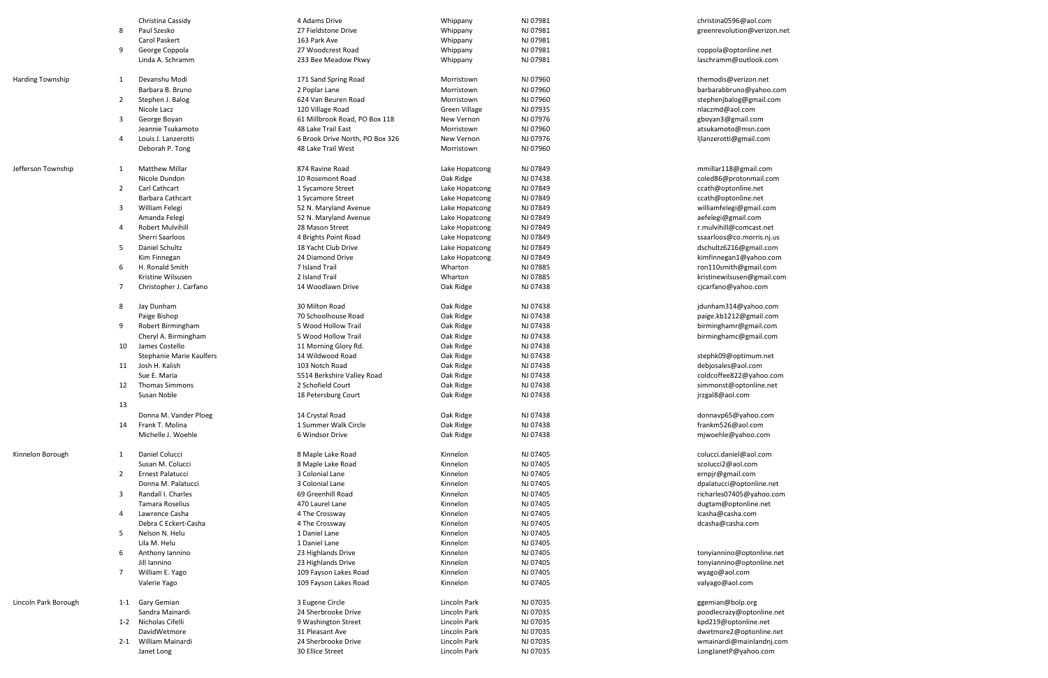| Municipality | District | Name | Address | City | State/ZIP | Email |
|---|---|---|---|---|---|---|
| | | Christina Cassidy | 4 Adams Drive | Whippany | NJ 07981 | christina0596@aol.com |
| | 8 | Paul Szesko | 27 Fieldstone Drive | Whippany | NJ 07981 | greenrevolution@verizon.net |
| | | Carol Paskert | 163 Park Ave | Whippany | NJ 07981 | |
| | 9 | George Coppola | 27 Woodcrest Road | Whippany | NJ 07981 | coppola@optonline.net |
| | | Linda A. Schramm | 233 Bee Meadow Pkwy | Whippany | NJ 07981 | laschramm@outlook.com |
| Harding Township | 1 | Devanshu Modi | 171 Sand Spring Road | Morristown | NJ 07960 | themodis@verizon.net |
| | | Barbara B. Bruno | 2 Poplar Lane | Morristown | NJ 07960 | barbarabbruno@yahoo.com |
| | 2 | Stephen J. Balog | 624 Van Beuren Road | Morristown | NJ 07960 | stephenjbalog@gmail.com |
| | | Nicole Lacz | 120 Village Road | Green Village | NJ 07935 | nlaczmd@aol.com |
| | 3 | George Boyan | 61 Millbrook Road, PO Box 118 | New Vernon | NJ 07976 | gboyan3@gmail.com |
| | | Jeannie Tsukamoto | 48 Lake Trail East | Morristown | NJ 07960 | atsukamoto@msn.com |
| | 4 | Louis J. Lanzerotti | 6 Brook Drive North, PO Box 326 | New Vernon | NJ 07976 | ljlanzerotti@gmail.com |
| | | Deborah P. Tong | 48 Lake Trail West | Morristown | NJ 07960 | |
| Jefferson Township | 1 | Matthew Millar | 874 Ravine Road | Lake Hopatcong | NJ 07849 | mmillar118@gmail.com |
| | | Nicole Dundon | 10 Rosemont Road | Oak Ridge | NJ 07438 | coled86@protonmail.com |
| | 2 | Carl Cathcart | 1 Sycamore Street | Lake Hopatcong | NJ 07849 | ccath@optonline.net |
| | | Barbara Cathcart | 1 Sycamore Street | Lake Hopatcong | NJ 07849 | ccath@optonline.net |
| | 3 | William Felegi | 52 N. Maryland Avenue | Lake Hopatcong | NJ 07849 | williamfelegi@gmail.com |
| | | Amanda Felegi | 52 N. Maryland Avenue | Lake Hopatcong | NJ 07849 | aefelegi@gmail.com |
| | 4 | Robert Mulvihill | 28 Mason Street | Lake Hopatcong | NJ 07849 | r.mulvihill@comcast.net |
| | | Sherri Saarloos | 4 Brights Point Road | Lake Hopatcong | NJ 07849 | ssaarloos@co.morris.nj.us |
| | 5 | Daniel Schultz | 18 Yacht Club Drive | Lake Hopatcong | NJ 07849 | dschultz6216@gmail.com |
| | | Kim Finnegan | 24 Diamond Drive | Lake Hopatcong | NJ 07849 | kimfinnegan1@yahoo.com |
| | 6 | H. Ronald Smith | 7 Island Trail | Wharton | NJ 07885 | ron110smith@gmail.com |
| | | Kristine Wilsusen | 2 Island Trail | Wharton | NJ 07885 | kristinewilsusen@gmail.com |
| | 7 | Christopher J. Carfano | 14 Woodlawn Drive | Oak Ridge | NJ 07438 | cjcarfano@yahoo.com |
| | 8 | Jay Dunham | 30 Milton Road | Oak Ridge | NJ 07438 | jdunham314@yahoo.com |
| | | Paige Bishop | 70 Schoolhouse Road | Oak Ridge | NJ 07438 | paige.kb1212@gmail.com |
| | 9 | Robert Birmingham | 5 Wood Hollow Trail | Oak Ridge | NJ 07438 | birminghamr@gmail.com |
| | | Cheryl A. Birmingham | 5 Wood Hollow Trail | Oak Ridge | NJ 07438 | birminghamc@gmail.com |
| | 10 | James Costello | 11 Morning Glory Rd. | Oak Ridge | NJ 07438 | |
| | | Stephanie Marie Kaulfers | 14 Wildwood Road | Oak Ridge | NJ 07438 | stephk09@optimum.net |
| | 11 | Josh H. Kalish | 103 Notch Road | Oak Ridge | NJ 07438 | debjosales@aol.com |
| | | Sue E. Maria | 5514 Berkshire Valley Road | Oak Ridge | NJ 07438 | coldcoffee822@yahoo.com |
| | 12 | Thomas Simmons | 2 Schofield Court | Oak Ridge | NJ 07438 | simmonst@optonline.net |
| | | Susan Noble | 18 Petersburg Court | Oak Ridge | NJ 07438 | jrzgal8@aol.com |
| | 13 | | | | | |
| | | Donna M. Vander Ploeg | 14 Crystal Road | Oak Ridge | NJ 07438 | donnavp65@yahoo.com |
| | 14 | Frank T. Molina | 1 Summer Walk Circle | Oak Ridge | NJ 07438 | frankm526@aol.com |
| | | Michelle J. Woehle | 6 Windsor Drive | Oak Ridge | NJ 07438 | mjwoehle@yahoo.com |
| Kinnelon Borough | 1 | Daniel Colucci | 8 Maple Lake Road | Kinnelon | NJ 07405 | colucci.daniel@aol.com |
| | | Susan M. Colucci | 8 Maple Lake Road | Kinnelon | NJ 07405 | scolucci2@aol.com |
| | 2 | Ernest Palatucci | 3 Colonial Lane | Kinnelon | NJ 07405 | ernpjr@gmail.com |
| | | Donna M. Palatucci | 3 Colonial Lane | Kinnelon | NJ 07405 | dpalatucci@optonline.net |
| | 3 | Randall I. Charles | 69 Greenhill Road | Kinnelon | NJ 07405 | richarles07405@yahoo.com |
| | | Tamara Roselius | 470 Laurel Lane | Kinnelon | NJ 07405 | dugtam@optonline.net |
| | 4 | Lawrence Casha | 4 The Crossway | Kinnelon | NJ 07405 | lcasha@casha.com |
| | | Debra C Eckert-Casha | 4 The Crossway | Kinnelon | NJ 07405 | dcasha@casha.com |
| | 5 | Nelson N. Helu | 1 Daniel Lane | Kinnelon | NJ 07405 | |
| | | Lila M. Helu | 1 Daniel Lane | Kinnelon | NJ 07405 | |
| | 6 | Anthony Iannino | 23 Highlands Drive | Kinnelon | NJ 07405 | tonyiannino@optonline.net |
| | | Jill Iannino | 23 Highlands Drive | Kinnelon | NJ 07405 | tonyiannino@optonline.net |
| | 7 | William E. Yago | 109 Fayson Lakes Road | Kinnelon | NJ 07405 | wyago@aol.com |
| | | Valerie Yago | 109 Fayson Lakes Road | Kinnelon | NJ 07405 | valyago@aol.com |
| Lincoln Park Borough | 1-1 | Gary Gemian | 3 Eugene Circle | Lincoln Park | NJ 07035 | ggemian@bolp.org |
| | | Sandra Mainardi | 24 Sherbrooke Drive | Lincoln Park | NJ 07035 | poodlecrazy@optonline.net |
| | 1-2 | Nicholas Cifelli | 9 Washington Street | Lincoln Park | NJ 07035 | kpd219@optonline.net |
| | | DavidWetmore | 31 Pleasant Ave | Lincoln Park | NJ 07035 | dwetmore2@optonline.net |
| | 2-1 | William Mainardi | 24 Sherbrooke Drive | Lincoln Park | NJ 07035 | wmainardi@mainlandnj.com |
| | | Janet Long | 30 Ellice Street | Lincoln Park | NJ 07035 | LongJanetP@yahoo.com |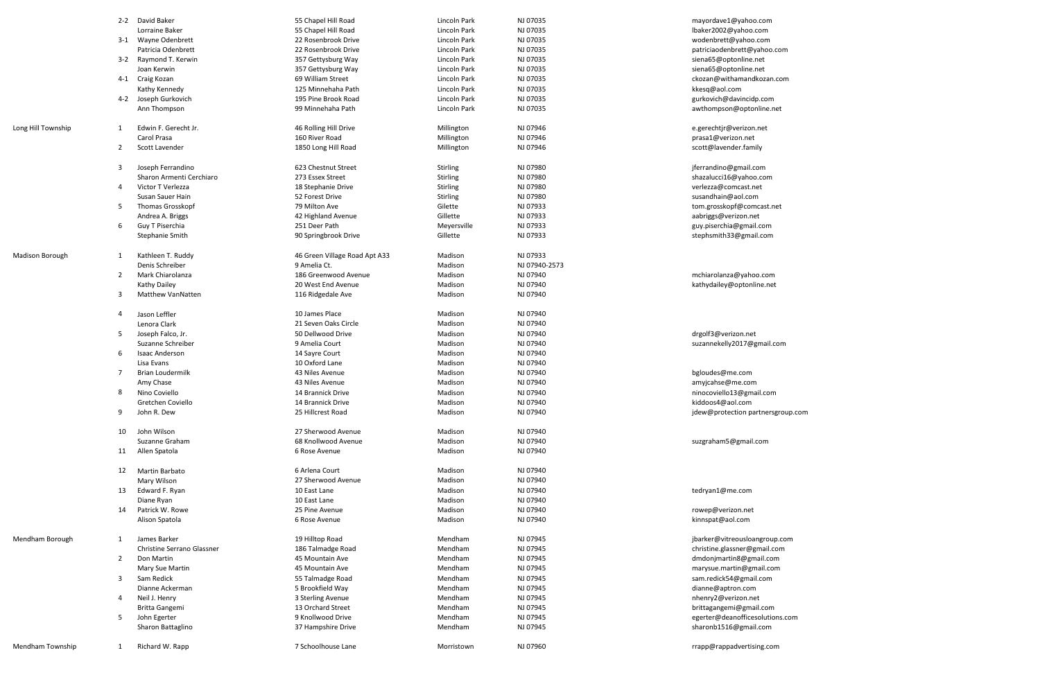| Municipality | District | Name | Address | City | State/Zip | Email |
|---|---|---|---|---|---|---|
| | 2-2 | David Baker | 55 Chapel Hill Road | Lincoln Park | NJ 07035 | mayordave1@yahoo.com |
| | | Lorraine Baker | 55 Chapel Hill Road | Lincoln Park | NJ 07035 | lbaker2002@yahoo.com |
| | 3-1 | Wayne Odenbrett | 22 Rosenbrook Drive | Lincoln Park | NJ 07035 | wodenbrett@yahoo.com |
| | | Patricia Odenbrett | 22 Rosenbrook Drive | Lincoln Park | NJ 07035 | patriciaodenbrett@yahoo.com |
| | 3-2 | Raymond T. Kerwin | 357 Gettysburg Way | Lincoln Park | NJ 07035 | siena65@optonline.net |
| | | Joan Kerwin | 357 Gettysburg Way | Lincoln Park | NJ 07035 | siena65@optonline.net |
| | 4-1 | Craig Kozan | 69 William Street | Lincoln Park | NJ 07035 | ckozan@withamandkozan.com |
| | | Kathy Kennedy | 125 Minnehaha Path | Lincoln Park | NJ 07035 | kkesq@aol.com |
| | 4-2 | Joseph Gurkovich | 195 Pine Brook Road | Lincoln Park | NJ 07035 | gurkovich@davincidp.com |
| | | Ann Thompson | 99 Minnehaha Path | Lincoln Park | NJ 07035 | awthompson@optonline.net |
| Long Hill Township | 1 | Edwin F. Gerecht Jr. | 46 Rolling Hill Drive | Millington | NJ 07946 | e.gerechtjr@verizon.net |
| | | Carol Prasa | 160 River Road | Millington | NJ 07946 | prasa1@verizon.net |
| | 2 | Scott Lavender | 1850 Long Hill Road | Millington | NJ 07946 | scott@lavender.family |
| | 3 | Joseph Ferrandino | 623 Chestnut Street | Stirling | NJ 07980 | jferrandino@gmail.com |
| | | Sharon Armenti Cerchiaro | 273 Essex Street | Stirling | NJ 07980 | shazalucci16@yahoo.com |
| | 4 | Victor T Verlezza | 18 Stephanie Drive | Stirling | NJ 07980 | verlezza@comcast.net |
| | | Susan Sauer Hain | 52 Forest Drive | Stirling | NJ 07980 | susandhain@aol.com |
| | 5 | Thomas Grosskopf | 79 Milton Ave | Gilette | NJ 07933 | tom.grosskopf@comcast.net |
| | | Andrea A. Briggs | 42 Highland Avenue | Gillette | NJ 07933 | aabriggs@verizon.net |
| | 6 | Guy T Piserchia | 251 Deer Path | Meyersville | NJ 07933 | guy.piserchia@gmail.com |
| | | Stephanie Smith | 90 Springbrook Drive | Gillette | NJ 07933 | stephsmith33@gmail.com |
| Madison Borough | 1 | Kathleen T. Ruddy | 46 Green Village Road Apt A33 | Madison | NJ 07933 | |
| | | Denis Schreiber | 9 Amelia Ct. | Madison | NJ 07940-2573 | |
| | 2 | Mark Chiarolanza | 186 Greenwood Avenue | Madison | NJ 07940 | mchiarolanza@yahoo.com |
| | | Kathy Dailey | 20 West End Avenue | Madison | NJ 07940 | kathydailey@optonline.net |
| | 3 | Matthew VanNatten | 116 Ridgedale Ave | Madison | NJ 07940 | |
| | 4 | Jason Leffler | 10 James Place | Madison | NJ 07940 | |
| | | Lenora Clark | 21 Seven Oaks Circle | Madison | NJ 07940 | |
| | 5 | Joseph Falco, Jr. | 50 Dellwood Drive | Madison | NJ 07940 | drgolf3@verizon.net |
| | | Suzanne Schreiber | 9 Amelia Court | Madison | NJ 07940 | suzannekelly2017@gmail.com |
| | 6 | Isaac Anderson | 14 Sayre Court | Madison | NJ 07940 | |
| | | Lisa Evans | 10 Oxford Lane | Madison | NJ 07940 | |
| | 7 | Brian Loudermilk | 43 Niles Avenue | Madison | NJ 07940 | bgloudes@me.com |
| | | Amy Chase | 43 Niles Avenue | Madison | NJ 07940 | amyjcahse@me.com |
| | 8 | Nino Coviello | 14 Brannick Drive | Madison | NJ 07940 | ninocoviello13@gmail.com |
| | | Gretchen Coviello | 14 Brannick Drive | Madison | NJ 07940 | kiddoos4@aol.com |
| | 9 | John R. Dew | 25 Hillcrest Road | Madison | NJ 07940 | jdew@protection partnersgroup.com |
| | 10 | John Wilson | 27 Sherwood Avenue | Madison | NJ 07940 | |
| | | Suzanne Graham | 68 Knollwood Avenue | Madison | NJ 07940 | suzgraham5@gmail.com |
| | 11 | Allen Spatola | 6 Rose Avenue | Madison | NJ 07940 | |
| | 12 | Martin Barbato | 6 Arlena Court | Madison | NJ 07940 | |
| | | Mary Wilson | 27 Sherwood Avenue | Madison | NJ 07940 | |
| | 13 | Edward F. Ryan | 10 East Lane | Madison | NJ 07940 | tedryan1@me.com |
| | | Diane Ryan | 10 East Lane | Madison | NJ 07940 | |
| | 14 | Patrick W. Rowe | 25 Pine Avenue | Madison | NJ 07940 | rowep@verizon.net |
| | | Alison Spatola | 6 Rose Avenue | Madison | NJ 07940 | kinnspat@aol.com |
| Mendham Borough | 1 | James Barker | 19 Hilltop Road | Mendham | NJ 07945 | jbarker@vitreousloangroup.com |
| | | Christine Serrano Glassner | 186 Talmadge Road | Mendham | NJ 07945 | christine.glassner@gmail.com |
| | 2 | Don Martin | 45 Mountain Ave | Mendham | NJ 07945 | dmdonjmartin8@gmail.com |
| | | Mary Sue Martin | 45 Mountain Ave | Mendham | NJ 07945 | marysue.martin@gmail.com |
| | 3 | Sam Redick | 55 Talmadge Road | Mendham | NJ 07945 | sam.redick54@gmail.com |
| | | Dianne Ackerman | 5 Brookfield Way | Mendham | NJ 07945 | dianne@aptron.com |
| | 4 | Neil J. Henry | 3 Sterling Avenue | Mendham | NJ 07945 | nhenry2@verizon.net |
| | | Britta Gangemi | 13 Orchard Street | Mendham | NJ 07945 | brittagangemi@gmail.com |
| | 5 | John Egerter | 9 Knollwood Drive | Mendham | NJ 07945 | egerter@deanofficesolutions.com |
| | | Sharon Battaglino | 37 Hampshire Drive | Mendham | NJ 07945 | sharonb1516@gmail.com |
| Mendham Township | 1 | Richard W. Rapp | 7 Schoolhouse Lane | Morristown | NJ 07960 | rrapp@rappadvertising.com |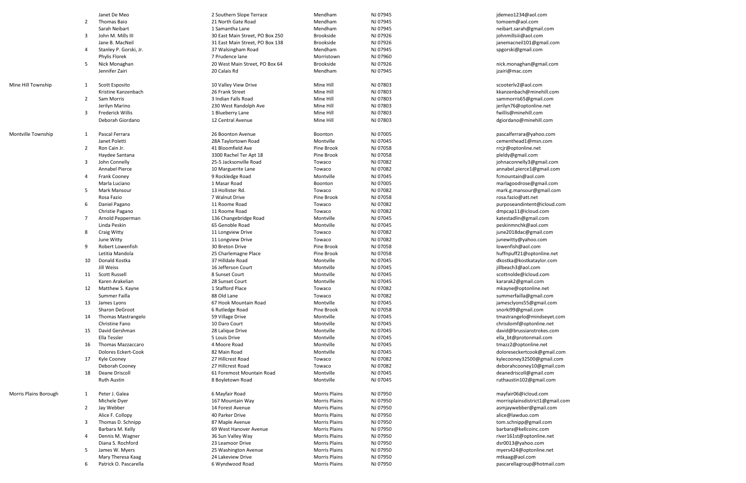| | | | | | | |
|---|---|---|---|---|---|---|
| | | Janet De Meo | 2 Southern Slope Terrace | Mendham | NJ 07945 | jdemeo1234@aol.com |
| | 2 | Thomas Baio | 21 North Gate Road | Mendham | NJ 07945 | tomoem@aol.com |
| | | Sarah Neibart | 1 Samantha Lane | Mendham | NJ 07945 | neibart.sarah@gmail.com |
| | 3 | John M. Mills III | 30 East Main Street, PO Box 250 | Brookside | NJ 07926 | johnmillsiii@aol.com |
| | | Jane B. MacNeil | 31 East Main Street, PO Box 138 | Brookside | NJ 07926 | janemacneil101@gmail.com |
| | 4 | Stanley P. Gorski, Jr. | 37 Walsingham Road | Mendham | NJ 07945 | spgorski@gmail.com |
| | | Phylis Florek | 7 Prudence lane | Morristown | NJ 07960 | |
| | 5 | Nick Monaghan | 20 West Main Street, PO Box 64 | Brookside | NJ 07926 | nick.monaghan@gmail.com |
| | | Jennifer Zairi | 20 Calais Rd | Mendham | NJ 07945 | jzairi@mac.com |
| Mine Hill Township | 1 | Scott Esposito | 10 Valley View Drive | Mine Hill | NJ 07803 | scooterlv2@aol.com |
| | | Kristine Kanzenbach | 26 Frank Street | Mine Hill | NJ 07803 | kkanzenbach@minehill.com |
| | 2 | Sam Morris | 3 Indian Falls Road | Mine Hill | NJ 07803 | sammorris65@gmail.com |
| | | Jerilyn Marino | 230 West Randolph Ave | Mine Hill | NJ 07803 | jerilyn76@optonline.net |
| | 3 | Frederick Willis | 1 Blueberry Lane | Mine Hill | NJ 07803 | fwillis@minehill.com |
| | | Deborah Giordano | 12 Central Avenue | Mine Hill | NJ 07803 | dgiordano@minehill.com |
| Montville Township | 1 | Pascal Ferrara | 26 Boonton Avenue | Boonton | NJ 07005 | pascalferrara@yahoo.com |
| | | Janet Poletti | 28A Taylortown Road | Montville | NJ 07045 | cementhead1@msn.com |
| | 2 | Ron Cain Jr. | 41 Bloomfield Ave | Pine Brook | NJ 07058 | rrcjr@optonline.net |
| | | Haydee Santana | 3300 Rachel Ter Apt 18 | Pine Brook | NJ 07058 | pleldy@gmail.com |
| | 3 | John Connelly | 25-5 Jacksonville Road | Towaco | NJ 07082 | johnaconnelly3@gmail.com |
| | | Annabel Pierce | 10 Marguerite Lane | Towaco | NJ 07082 | annabel.pierce1@gmail.com |
| | 4 | Frank Cooney | 9 Rockledge Road | Montville | NJ 07045 | fcmountain@aol.com |
| | | Marla Luciano | 1 Masar Road | Boonton | NJ 07005 | marlagoodrose@gmail.com |
| | 5 | Mark Mansour | 13 Hollister Rd. | Towaco | NJ 07082 | mark.g.mansour@gmail.com |
| | | Rosa Fazio | 7 Walnut Drive | Pine Brook | NJ 07058 | rosa.fazio@att.net |
| | 6 | Daniel Pagano | 11 Roome Road | Towaco | NJ 07082 | purposeandintent@icloud.com |
| | | Christie Pagano | 11 Roome Road | Towaco | NJ 07082 | dmpcap11@icloud.com |
| | 7 | Arnold Pepperman | 136 Changebridge Road | Montville | NJ 07045 | katestadlin@gmail.com |
| | | Linda Peskin | 65 Genoble Road | Montville | NJ 07045 | peskinmnchk@aol.com |
| | 8 | Craig Witty | 11 Longview Drive | Towaco | NJ 07082 | june2018dac@gmail.com |
| | | June Witty | 11 Longview Drive | Towaco | NJ 07082 | junewitty@yahoo.com |
| | 9 | Robert Lowenfish | 30 Breton Drive | Pine Brook | NJ 07058 | lowenfish@aol.com |
| | | Letitia Mandola | 25 Charlemagne Place | Pine Brook | NJ 07058 | huffnpuff21@optonline.net |
| | 10 | Donald Kostka | 37 Hilldale Road | Montville | NJ 07045 | dkostka@kostkataylor.com |
| | | Jill Weiss | 16 Jefferson Court | Montville | NJ 07045 | jillbeach3@aol.com |
| | 11 | Scott Russell | 8 Sunset Court | Montville | NJ 07045 | scottnolde@icloud.com |
| | | Karen Arakelian | 28 Sunset Court | Montville | NJ 07045 | kararak2@gmail.com |
| | 12 | Matthew S. Kayne | 1 Stafford Place | Towaco | NJ 07082 | mkayne@optonline.net |
| | | Summer Failla | 88 Old Lane | Towaco | NJ 07082 | summerfailla@gmail.com |
| | 13 | James Lyons | 67 Hook Mountain Road | Montville | NJ 07045 | jamesclyons55@gmail.com |
| | | Sharon DeGroot | 6 Rutledge Road | Pine Brook | NJ 07058 | snorki99@gmail.com |
| | 14 | Thomas Mastrangelo | 59 Village Drive | Montville | NJ 07045 | tmastrangelo@mindseyet.com |
| | | Christine Fano | 10 Daro Court | Montville | NJ 07045 | chrisdomf@optonline.net |
| | 15 | David Gershman | 28 Lalique Drive | Montville | NJ 07045 | david@brussianstrokes.com |
| | | Ella Tessler | 5 Louis Drive | Montville | NJ 07045 | ella_bt@protonmail.com |
| | 16 | Thomas Mazzaccaro | 4 Moore Road | Montville | NJ 07045 | tmazz2@optonline.net |
| | | Dolores Eckert-Cook | 82 Main Road | Montville | NJ 07045 | doloreseckertcook@gmail.com |
| | 17 | Kyle Cooney | 27 Hillcrest Road | Towaco | NJ 07082 | kylecooney32500@gmail.com |
| | | Deborah Cooney | 27 Hillcrest Road | Towaco | NJ 07082 | deborahcooney10@gmail.com |
| | 18 | Deane Driscoll | 61 Foremost Mountain Road | Montville | NJ 07045 | deanedriscoll@gmail.com |
| | | Ruth Austin | 8 Boyletown Road | Montville | NJ 07045 | ruthaustin102@gmail.com |
| Morris Plains Borough | 1 | Peter J. Galea | 6 Mayfair Road | Morris Plains | NJ 07950 | mayfair06@icloud.com |
| | | Michele Dyer | 167 Mountain Way | Morris Plains | NJ 07950 | morrisplainsdistrict1@gmail.com |
| | 2 | Jay Webber | 14 Forest Avenue | Morris Plains | NJ 07950 | asmjaywebber@gmail.com |
| | | Alice F. Collopy | 40 Parker Drive | Morris Plains | NJ 07950 | alice@lawduo.com |
| | 3 | Thomas D. Schnipp | 87 Maple Avenue | Morris Plains | NJ 07950 | tom.schnipp@gmail.com |
| | | Barbara M. Kelly | 69 West Hanover Avenue | Morris Plains | NJ 07950 | barbara@kellcoinc.com |
| | 4 | Dennis M. Wagner | 36 Sun Valley Way | Morris Plains | NJ 07950 | river161st@optonline.net |
| | | Diana S. Rochford | 23 Leamoor Drive | Morris Plains | NJ 07950 | dsr0013@yahoo.com |
| | 5 | James W. Myers | 25 Washington Avenue | Morris Plains | NJ 07950 | myers424@optonline.net |
| | | Mary Theresa Kaag | 24 Lakeview Drive | Morris Plains | NJ 07950 | mtkaag@aol.com |
| | 6 | Patrick O. Pascarella | 6 Wyndwood Road | Morris Plains | NJ 07950 | pascarellagroup@hotmail.com |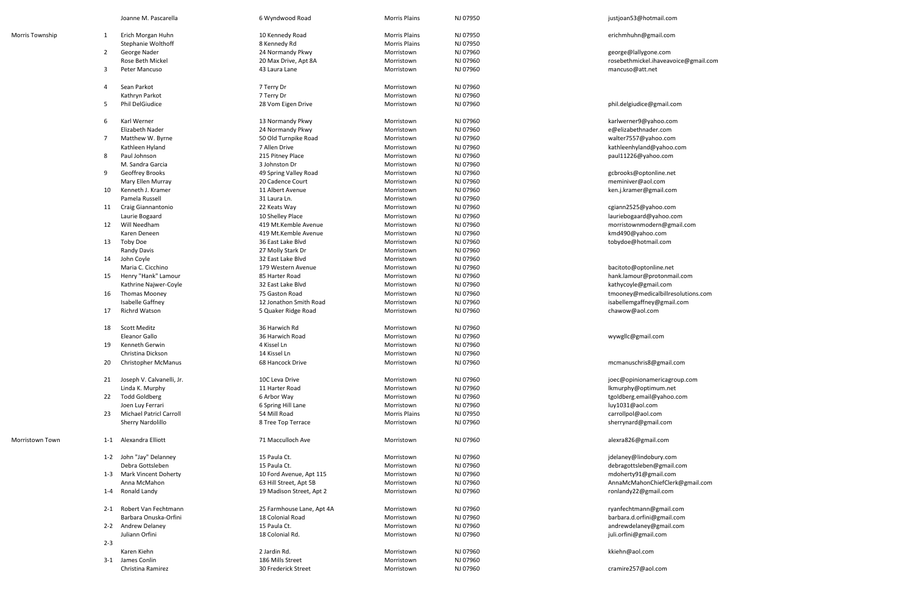| Municipality | District | Name | Address | City | Zip | Email |
|---|---|---|---|---|---|---|
| | | Joanne M. Pascarella | 6 Wyndwood Road | Morris Plains | NJ 07950 | justjoan53@hotmail.com |
| Morris Township | 1 | Erich Morgan Huhn | 10 Kennedy Road | Morris Plains | NJ 07950 | erichmhuhn@gmail.com |
| | | Stephanie Wolthoff | 8 Kennedy Rd | Morris Plains | NJ 07950 | |
| | 2 | George Nader | 24 Normandy Pkwy | Morristown | NJ 07960 | george@lallygone.com |
| | | Rose Beth Mickel | 20 Max Drive, Apt 8A | Morristown | NJ 07960 | rosebethmickel.ihaveavoice@gmail.com |
| | 3 | Peter Mancuso | 43 Laura Lane | Morristown | NJ 07960 | mancuso@att.net |
| | 4 | Sean Parkot | 7 Terry Dr | Morristown | NJ 07960 | |
| | | Kathryn Parkot | 7 Terry Dr | Morristown | NJ 07960 | |
| | 5 | Phil DelGiudice | 28 Vom Eigen Drive | Morristown | NJ 07960 | phil.delgiudice@gmail.com |
| | 6 | Karl Werner | 13 Normandy Pkwy | Morristown | NJ 07960 | karlwerner9@yahoo.com |
| | | Elizabeth Nader | 24 Normandy Pkwy | Morristown | NJ 07960 | e@elizabethnader.com |
| | 7 | Matthew W. Byrne | 50 Old Turnpike Road | Morristown | NJ 07960 | walter7557@yahoo.com |
| | | Kathleen Hyland | 7 Allen Drive | Morristown | NJ 07960 | kathleenhyland@yahoo.com |
| | 8 | Paul Johnson | 215 Pitney Place | Morristown | NJ 07960 | paul11226@yahoo.com |
| | | M. Sandra Garcia | 3 Johnston Dr | Morristown | NJ 07960 | |
| | 9 | Geoffrey Brooks | 49 Spring Valley Road | Morristown | NJ 07960 | gcbrooks@optonline.net |
| | | Mary Ellen Murray | 20 Cadence Court | Morristown | NJ 07960 | meminiver@aol.com |
| | 10 | Kenneth J. Kramer | 11 Albert Avenue | Morristown | NJ 07960 | ken.j.kramer@gmail.com |
| | | Pamela Russell | 31 Laura Ln. | Morristown | NJ 07960 | |
| | 11 | Craig Giannantonio | 22 Keats Way | Morristown | NJ 07960 | cgiann2525@yahoo.com |
| | | Laurie Bogaard | 10 Shelley Place | Morristown | NJ 07960 | lauriebogaard@yahoo.com |
| | 12 | Will Needham | 419 Mt.Kemble Avenue | Morristown | NJ 07960 | morristownmodern@gmail.com |
| | | Karen Deneen | 419 Mt.Kemble Avenue | Morristown | NJ 07960 | kmd490@yahoo.com |
| | 13 | Toby Doe | 36 East Lake Blvd | Morristown | NJ 07960 | tobydoe@hotmail.com |
| | | Randy Davis | 27 Molly Stark Dr | Morristown | NJ 07960 | |
| | 14 | John Coyle | 32 East Lake Blvd | Morristown | NJ 07960 | |
| | | Maria C. Cicchino | 179 Western Avenue | Morristown | NJ 07960 | bacitoto@optonline.net |
| | 15 | Henry "Hank" Lamour | 85 Harter Road | Morristown | NJ 07960 | hank.lamour@protonmail.com |
| | | Kathrine Najwer-Coyle | 32 East Lake Blvd | Morristown | NJ 07960 | kathycoyle@gmail.com |
| | 16 | Thomas Mooney | 75 Gaston Road | Morristown | NJ 07960 | tmooney@medicalbillresolutions.com |
| | | Isabelle Gaffney | 12 Jonathon Smith Road | Morristown | NJ 07960 | isabellemgaffney@gmail.com |
| | 17 | Richrd Watson | 5 Quaker Ridge Road | Morristown | NJ 07960 | chawow@aol.com |
| | 18 | Scott Meditz | 36 Harwich Rd | Morristown | NJ 07960 | |
| | | Eleanor Gallo | 36 Harwich Road | Morristown | NJ 07960 | wywgllc@gmail.com |
| | 19 | Kenneth Gerwin | 4 Kissel Ln | Morristown | NJ 07960 | |
| | | Christina Dickson | 14 Kissel Ln | Morristown | NJ 07960 | |
| | 20 | Christopher McManus | 68 Hancock Drive | Morristown | NJ 07960 | mcmanuschris8@gmail.com |
| | 21 | Joseph V. Calvanelli, Jr. | 10C Leva Drive | Morristown | NJ 07960 | joec@opinionamericagroup.com |
| | | Linda K. Murphy | 11 Harter Road | Morristown | NJ 07960 | lkmurphy@optimum.net |
| | 22 | Todd Goldberg | 6 Arbor Way | Morristown | NJ 07960 | tgoldberg.email@yahoo.com |
| | | Joen Luy Ferrari | 6 Spring Hill Lane | Morristown | NJ 07960 | luy1031@aol.com |
| | 23 | Michael Patricl Carroll | 54 Mill Road | Morris Plains | NJ 07950 | carrollpol@aol.com |
| | | Sherry Nardolillo | 8 Tree Top Terrace | Morristown | NJ 07960 | sherrynard@gmail.com |
| Morristown Town | 1-1 | Alexandra Elliott | 71 Macculloch Ave | Morristown | NJ 07960 | alexra826@gmail.com |
| | 1-2 | John "Jay" Delanney | 15 Paula Ct. | Morristown | NJ 07960 | jdelaney@lindobury.com |
| | | Debra Gottsleben | 15 Paula Ct. | Morristown | NJ 07960 | debragottsleben@gmail.com |
| | 1-3 | Mark Vincent Doherty | 10 Ford Avenue, Apt 115 | Morristown | NJ 07960 | mdoherty91@gmail.com |
| | | Anna McMahon | 63 Hill Street, Apt 5B | Morristown | NJ 07960 | AnnaMcMahonChiefClerk@gmail.com |
| | 1-4 | Ronald Landy | 19 Madison Street, Apt 2 | Morristown | NJ 07960 | ronlandy22@gmail.com |
| | 2-1 | Robert Van Fechtmann | 25 Farmhouse Lane, Apt 4A | Morristown | NJ 07960 | ryanfechtmann@gmail.com |
| | | Barbara Onuska-Orfini | 18 Colonial Road | Morristown | NJ 07960 | barbara.d.orfini@gmail.com |
| | 2-2 | Andrew Delaney | 15 Paula Ct. | Morristown | NJ 07960 | andrewdelaney@gmail.com |
| | | Juliann Orfini | 18 Colonial Rd. | Morristown | NJ 07960 | juli.orfini@gmail.com |
| | 2-3 | | | | | |
| | | Karen Kiehn | 2 Jardin Rd. | Morristown | NJ 07960 | kkiehn@aol.com |
| | 3-1 | James Conlin | 186 Mills Street | Morristown | NJ 07960 | |
| | | Christina Ramirez | 30 Frederick Street | Morristown | NJ 07960 | cramire257@aol.com |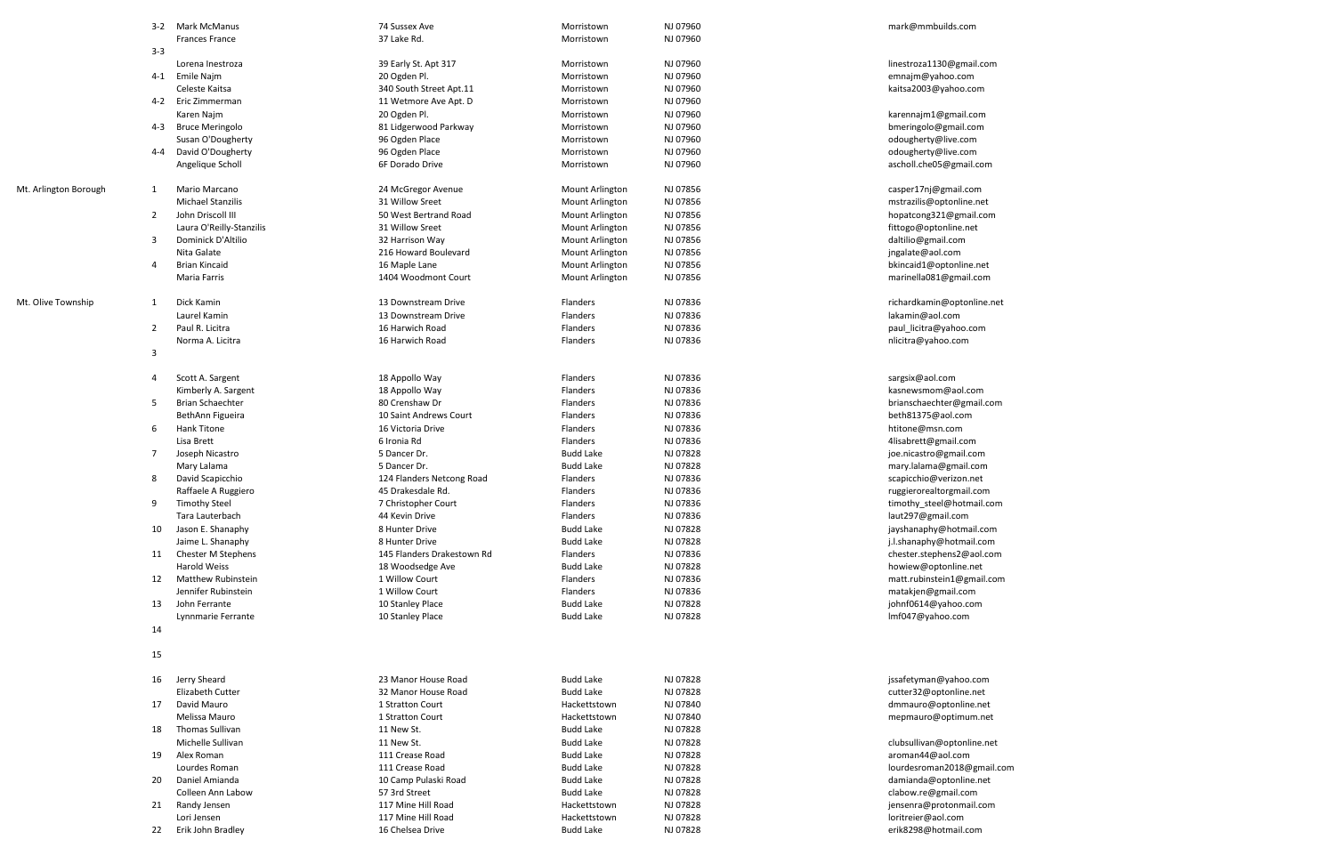| Municipality | District | Name | Address | City | State/Zip | Email |
|---|---|---|---|---|---|---|
| | 3-2 | Mark McManus | 74 Sussex Ave | Morristown | NJ 07960 | mark@mmbuilds.com |
| | | Frances France | 37 Lake Rd. | Morristown | NJ 07960 | |
| | 3-3 | | | | | |
| | | Lorena Inestroza | 39 Early St. Apt 317 | Morristown | NJ 07960 | linestroza1130@gmail.com |
| | 4-1 | Emile Najm | 20 Ogden Pl. | Morristown | NJ 07960 | emnajm@yahoo.com |
| | | Celeste Kaitsa | 340 South Street Apt.11 | Morristown | NJ 07960 | kaitsa2003@yahoo.com |
| | 4-2 | Eric Zimmerman | 11 Wetmore Ave Apt. D | Morristown | NJ 07960 | |
| | | Karen Najm | 20 Ogden Pl. | Morristown | NJ 07960 | karennajm1@gmail.com |
| | 4-3 | Bruce Meringolo | 81 Lidgerwood Parkway | Morristown | NJ 07960 | bmeringolo@gmail.com |
| | | Susan O'Dougherty | 96 Ogden Place | Morristown | NJ 07960 | odougherty@live.com |
| | 4-4 | David O'Dougherty | 96 Ogden Place | Morristown | NJ 07960 | odougherty@live.com |
| | | Angelique Scholl | 6F Dorado Drive | Morristown | NJ 07960 | ascholl.che05@gmail.com |
| Mt. Arlington Borough | 1 | Mario Marcano | 24 McGregor Avenue | Mount Arlington | NJ 07856 | casper17nj@gmail.com |
| | | Michael Stanzilis | 31 Willow Sreet | Mount Arlington | NJ 07856 | mstrazilis@optonline.net |
| | 2 | John Driscoll III | 50 West Bertrand Road | Mount Arlington | NJ 07856 | hopatcong321@gmail.com |
| | | Laura O'Reilly-Stanzilis | 31 Willow Sreet | Mount Arlington | NJ 07856 | fittogo@optonline.net |
| | 3 | Dominick D'Altilio | 32 Harrison Way | Mount Arlington | NJ 07856 | daltilio@gmail.com |
| | | Nita Galate | 216 Howard Boulevard | Mount Arlington | NJ 07856 | jngalate@aol.com |
| | 4 | Brian Kincaid | 16 Maple Lane | Mount Arlington | NJ 07856 | bkincaid1@optonline.net |
| | | Maria Farris | 1404 Woodmont Court | Mount Arlington | NJ 07856 | marinella081@gmail.com |
| Mt. Olive Township | 1 | Dick Kamin | 13 Downstream Drive | Flanders | NJ 07836 | richardkamin@optonline.net |
| | | Laurel Kamin | 13 Downstream Drive | Flanders | NJ 07836 | lakamin@aol.com |
| | 2 | Paul R. Licitra | 16 Harwich Road | Flanders | NJ 07836 | paul_licitra@yahoo.com |
| | | Norma A. Licitra | 16 Harwich Road | Flanders | NJ 07836 | nlicitra@yahoo.com |
| | 3 | | | | | |
| | 4 | Scott A. Sargent | 18 Appollo Way | Flanders | NJ 07836 | sargsix@aol.com |
| | | Kimberly A. Sargent | 18 Appollo Way | Flanders | NJ 07836 | kasnewsmom@aol.com |
| | 5 | Brian Schaechter | 80 Crenshaw Dr | Flanders | NJ 07836 | brianschaechter@gmail.com |
| | | BethAnn Figueira | 10 Saint Andrews Court | Flanders | NJ 07836 | beth81375@aol.com |
| | 6 | Hank Titone | 16 Victoria Drive | Flanders | NJ 07836 | htitone@msn.com |
| | | Lisa Brett | 6 Ironia Rd | Flanders | NJ 07836 | 4lisabrett@gmail.com |
| | 7 | Joseph Nicastro | 5 Dancer Dr. | Budd Lake | NJ 07828 | joe.nicastro@gmail.com |
| | | Mary Lalama | 5 Dancer Dr. | Budd Lake | NJ 07828 | mary.lalama@gmail.com |
| | 8 | David Scapicchio | 124 Flanders Netcong Road | Flanders | NJ 07836 | scapicchio@verizon.net |
| | | Raffaele A Ruggiero | 45 Drakesdale Rd. | Flanders | NJ 07836 | ruggierorealtorgmail.com |
| | 9 | Timothy Steel | 7 Christopher Court | Flanders | NJ 07836 | timothy_steel@hotmail.com |
| | | Tara Lauterbach | 44 Kevin Drive | Flanders | NJ 07836 | laut297@gmail.com |
| | 10 | Jason E. Shanaphy | 8 Hunter Drive | Budd Lake | NJ 07828 | jayshanaphy@hotmail.com |
| | | Jaime L. Shanaphy | 8 Hunter Drive | Budd Lake | NJ 07828 | j.l.shanaphy@hotmail.com |
| | 11 | Chester M Stephens | 145 Flanders Drakestown Rd | Flanders | NJ 07836 | chester.stephens2@aol.com |
| | | Harold Weiss | 18 Woodsedge Ave | Budd Lake | NJ 07828 | howiew@optonline.net |
| | 12 | Matthew Rubinstein | 1 Willow Court | Flanders | NJ 07836 | matt.rubinstein1@gmail.com |
| | | Jennifer Rubinstein | 1 Willow Court | Flanders | NJ 07836 | matakjen@gmail.com |
| | 13 | John Ferrante | 10 Stanley Place | Budd Lake | NJ 07828 | johnf0614@yahoo.com |
| | | Lynnmarie Ferrante | 10 Stanley Place | Budd Lake | NJ 07828 | lmf047@yahoo.com |
| | 14 | | | | | |
| | 15 | | | | | |
| | 16 | Jerry Sheard | 23 Manor House Road | Budd Lake | NJ 07828 | jssafetyman@yahoo.com |
| | | Elizabeth Cutter | 32 Manor House Road | Budd Lake | NJ 07828 | cutter32@optonline.net |
| | 17 | David Mauro | 1 Stratton Court | Hackettstown | NJ 07840 | dmmauro@optonline.net |
| | | Melissa Mauro | 1 Stratton Court | Hackettstown | NJ 07840 | mepmauro@optimum.net |
| | 18 | Thomas Sullivan | 11 New St. | Budd Lake | NJ 07828 | |
| | | Michelle Sullivan | 11 New St. | Budd Lake | NJ 07828 | clubsullivan@optonline.net |
| | 19 | Alex Roman | 111 Crease Road | Budd Lake | NJ 07828 | aroman44@aol.com |
| | | Lourdes Roman | 111 Crease Road | Budd Lake | NJ 07828 | lourdesroman2018@gmail.com |
| | 20 | Daniel Amianda | 10 Camp Pulaski Road | Budd Lake | NJ 07828 | damianda@optonline.net |
| | | Colleen Ann Labow | 57 3rd Street | Budd Lake | NJ 07828 | clabow.re@gmail.com |
| | 21 | Randy Jensen | 117 Mine Hill Road | Hackettstown | NJ 07828 | jensenra@protonmail.com |
| | | Lori Jensen | 117 Mine Hill Road | Hackettstown | NJ 07828 | loritreier@aol.com |
| | 22 | Erik John Bradley | 16 Chelsea Drive | Budd Lake | NJ 07828 | erik8298@hotmail.com |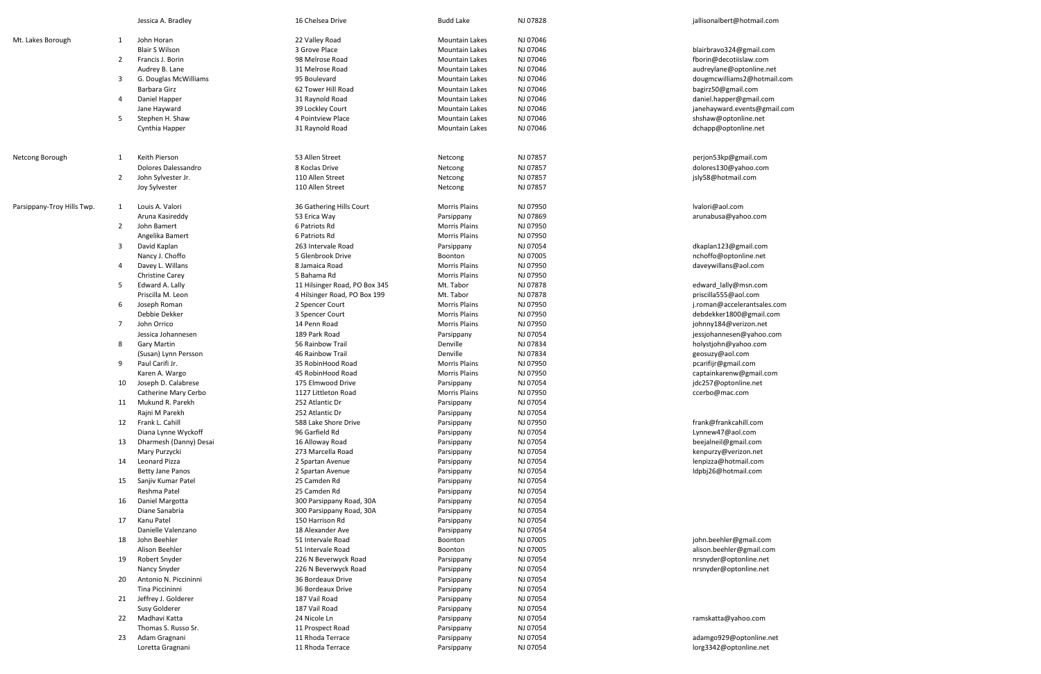| | | | | | | |
|---|---|---|---|---|---|---|
| | | Jessica A. Bradley | 16 Chelsea Drive | Budd Lake | NJ 07828 | jallisonalbert@hotmail.com |
| Mt. Lakes Borough | 1 | John Horan | 22 Valley Road | Mountain Lakes | NJ 07046 | |
| | | Blair S Wilson | 3 Grove Place | Mountain Lakes | NJ 07046 | blairbravo324@gmail.com |
| | 2 | Francis J. Borin | 98 Melrose Road | Mountain Lakes | NJ 07046 | fborin@decotiislaw.com |
| | | Audrey B. Lane | 31 Melrose Road | Mountain Lakes | NJ 07046 | audreylane@optonline.net |
| | 3 | G. Douglas McWilliams | 95 Boulevard | Mountain Lakes | NJ 07046 | dougmcwilliams2@hotmail.com |
| | | Barbara Girz | 62 Tower Hill Road | Mountain Lakes | NJ 07046 | bagirz50@gmail.com |
| | 4 | Daniel Happer | 31 Raynold Road | Mountain Lakes | NJ 07046 | daniel.happer@gmail.com |
| | | Jane Hayward | 39 Lockley Court | Mountain Lakes | NJ 07046 | janehayward.events@gmail.com |
| | 5 | Stephen H. Shaw | 4 Pointview Place | Mountain Lakes | NJ 07046 | shshaw@optonline.net |
| | | Cynthia Happer | 31 Raynold Road | Mountain Lakes | NJ 07046 | dchapp@optonline.net |
| Netcong Borough | 1 | Keith Pierson | 53 Allen Street | Netcong | NJ 07857 | perjon53kp@gmail.com |
| | | Dolores Dalessandro | 8 Koclas Drive | Netcong | NJ 07857 | dolores130@yahoo.com |
| | 2 | John Sylvester Jr. | 110 Allen Street | Netcong | NJ 07857 | jsly58@hotmail.com |
| | | Joy Sylvester | 110 Allen Street | Netcong | NJ 07857 | |
| Parsippany-Troy Hills Twp. | 1 | Louis A. Valori | 36 Gathering Hills Court | Morris Plains | NJ 07950 | lvalori@aol.com |
| | | Aruna Kasireddy | 53 Erica Way | Parsippany | NJ 07869 | arunabusa@yahoo.com |
| | 2 | John Bamert | 6 Patriots Rd | Morris Plains | NJ 07950 | |
| | | Angelika Bamert | 6 Patriots Rd | Morris Plains | NJ 07950 | |
| | 3 | David Kaplan | 263 Intervale Road | Parsippany | NJ 07054 | dkaplan123@gmail.com |
| | | Nancy J. Choffo | 5 Glenbrook Drive | Boonton | NJ 07005 | nchoffo@optonline.net |
| | 4 | Davey L. Willans | 8 Jamaica Road | Morris Plains | NJ 07950 | daveywillans@aol.com |
| | | Christine Carey | 5 Bahama Rd | Morris Plains | NJ 07950 | |
| | 5 | Edward A. Lally | 11 Hilsinger Road, PO Box 345 | Mt. Tabor | NJ 07878 | edward_lally@msn.com |
| | | Priscilla M. Leon | 4 Hilsinger Road, PO Box 199 | Mt. Tabor | NJ 07878 | priscilla555@aol.com |
| | 6 | Joseph Roman | 2 Spencer Court | Morris Plains | NJ 07950 | j.roman@accelerantsales.com |
| | | Debbie Dekker | 3 Spencer Court | Morris Plains | NJ 07950 | debdekker1800@gmail.com |
| | 7 | John Orrico | 14 Penn Road | Morris Plains | NJ 07950 | johnny184@verizon.net |
| | | Jessica Johannesen | 189 Park Road | Parsippany | NJ 07054 | jessjohannesen@yahoo.com |
| | 8 | Gary Martin | 56 Rainbow Trail | Denville | NJ 07834 | holystjohn@yahoo.com |
| | | (Susan) Lynn Persson | 46 Rainbow Trail | Denville | NJ 07834 | geosuzy@aol.com |
| | 9 | Paul Carifi Jr. | 35 RobinHood Road | Morris Plains | NJ 07950 | pcarifijr@gmail.com |
| | | Karen A. Wargo | 45 RobinHood Road | Morris Plains | NJ 07950 | captainkarenw@gmail.com |
| | 10 | Joseph D. Calabrese | 175 Elmwood Drive | Parsippany | NJ 07054 | jdc257@optonline.net |
| | | Catherine Mary Cerbo | 1127 Littleton Road | Morris Plains | NJ 07950 | ccerbo@mac.com |
| | 11 | Mukund R. Parekh | 252 Atlantic Dr | Parsippany | NJ 07054 | |
| | | Rajni M Parekh | 252 Atlantic Dr | Parsippany | NJ 07054 | |
| | 12 | Frank L. Cahill | 588 Lake Shore Drive | Parsippany | NJ 07950 | frank@frankcahill.com |
| | | Diana Lynne Wyckoff | 96 Garfield Rd | Parsippany | NJ 07054 | Lynnew47@aol.com |
| | 13 | Dharmesh (Danny) Desai | 16 Alloway Road | Parsippany | NJ 07054 | beejalneil@gmail.com |
| | | Mary Purzycki | 273 Marcella Road | Parsippany | NJ 07054 | kenpurzy@verizon.net |
| | 14 | Leonard Pizza | 2 Spartan Avenue | Parsippany | NJ 07054 | lenpizza@hotmail.com |
| | | Betty Jane Panos | 2 Spartan Avenue | Parsippany | NJ 07054 | ldpbj26@hotmail.com |
| | 15 | Sanjiv Kumar Patel | 25 Camden Rd | Parsippany | NJ 07054 | |
| | | Reshma Patel | 25 Camden Rd | Parsippany | NJ 07054 | |
| | 16 | Daniel Margotta | 300 Parsippany Road, 30A | Parsippany | NJ 07054 | |
| | | Diane Sanabria | 300 Parsippany Road, 30A | Parsippany | NJ 07054 | |
| | 17 | Kanu Patel | 150 Harrison Rd | Parsippany | NJ 07054 | |
| | | Danielle Valenzano | 18 Alexander Ave | Parsippany | NJ 07054 | |
| | 18 | John Beehler | 51 Intervale Road | Boonton | NJ 07005 | john.beehler@gmail.com |
| | | Alison Beehler | 51 Intervale Road | Boonton | NJ 07005 | alison.beehler@gmail.com |
| | 19 | Robert Snyder | 226 N Beverwyck Road | Parsippany | NJ 07054 | nrsnyder@optonline.net |
| | | Nancy Snyder | 226 N Beverwyck Road | Parsippany | NJ 07054 | nrsnyder@optonline.net |
| | 20 | Antonio N. Piccininni | 36 Bordeaux Drive | Parsippany | NJ 07054 | |
| | | Tina Piccininni | 36 Bordeaux Drive | Parsippany | NJ 07054 | |
| | 21 | Jeffrey J. Golderer | 187 Vail Road | Parsippany | NJ 07054 | |
| | | Susy Golderer | 187 Vail Road | Parsippany | NJ 07054 | |
| | 22 | Madhavi Katta | 24 Nicole Ln | Parsippany | NJ 07054 | ramskatta@yahoo.com |
| | | Thomas S. Russo Sr. | 11 Prospect Road | Parsippany | NJ 07054 | |
| | 23 | Adam Gragnani | 11 Rhoda Terrace | Parsippany | NJ 07054 | adamgo929@optonline.net |
| | | Loretta Gragnani | 11 Rhoda Terrace | Parsippany | NJ 07054 | lorg3342@optonline.net |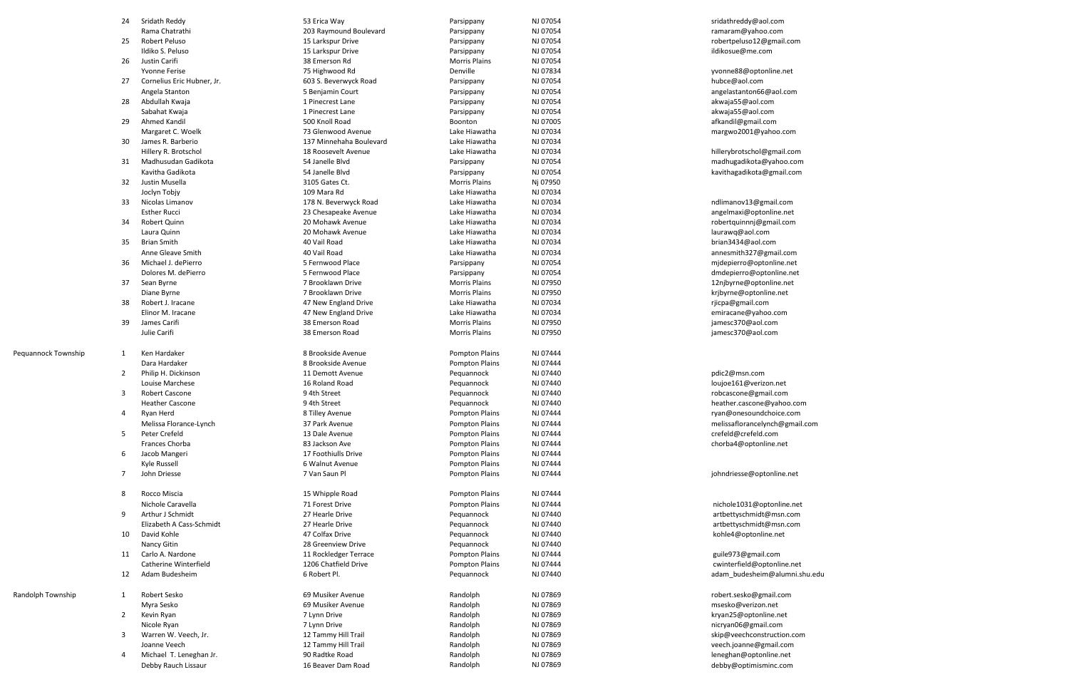| | | | | | | |
|---|---|---|---|---|---|---|
| | 24 | Sridath Reddy | 53 Erica Way | Parsippany | NJ 07054 | sridathreddy@aol.com |
| | | Rama Chatrathi | 203 Raymound Boulevard | Parsippany | NJ 07054 | ramaram@yahoo.com |
| | 25 | Robert Peluso | 15 Larkspur Drive | Parsippany | NJ 07054 | robertpeluso12@gmail.com |
| | | Ildiko S. Peluso | 15 Larkspur Drive | Parsippany | NJ 07054 | ildikosue@me.com |
| | 26 | Justin Carifi | 38 Emerson Rd | Morris Plains | NJ 07054 | |
| | | Yvonne Ferise | 75 Highwood Rd | Denville | NJ 07834 | yvonne88@optonline.net |
| | 27 | Cornelius Eric Hubner, Jr. | 603 S. Beverwyck Road | Parsippany | NJ 07054 | hubce@aol.com |
| | | Angela Stanton | 5 Benjamin Court | Parsippany | NJ 07054 | angelastanton66@aol.com |
| | 28 | Abdullah Kwaja | 1 Pinecrest Lane | Parsippany | NJ 07054 | akwaja55@aol.com |
| | | Sabahat Kwaja | 1 Pinecrest Lane | Parsippany | NJ 07054 | akwaja55@aol.com |
| | 29 | Ahmed Kandil | 500 Knoll Road | Boonton | NJ 07005 | afkandil@gmail.com |
| | | Margaret C. Woelk | 73 Glenwood Avenue | Lake Hiawatha | NJ 07034 | margwo2001@yahoo.com |
| | 30 | James R. Barberio | 137 Minnehaha Boulevard | Lake Hiawatha | NJ 07034 | |
| | | Hillery R. Brotschol | 18 Roosevelt Avenue | Lake Hiawatha | NJ 07034 | hillerybrotschol@gmail.com |
| | 31 | Madhusudan Gadikota | 54 Janelle Blvd | Parsippany | NJ 07054 | madhugadikota@yahoo.com |
| | | Kavitha Gadikota | 54 Janelle Blvd | Parsippany | NJ 07054 | kavithagadikota@gmail.com |
| | 32 | Justin Musella | 3105 Gates Ct. | Morris Plains | Nj 07950 | |
| | | Joclyn Tobjy | 109 Mara Rd | Lake Hiawatha | NJ 07034 | |
| | 33 | Nicolas Limanov | 178 N. Beverwyck Road | Lake Hiawatha | NJ 07034 | ndlimanov13@gmail.com |
| | | Esther Rucci | 23 Chesapeake Avenue | Lake Hiawatha | NJ 07034 | angelmaxi@optonline.net |
| | 34 | Robert Quinn | 20 Mohawk Avenue | Lake Hiawatha | NJ 07034 | robertquinnnj@gmail.com |
| | | Laura Quinn | 20 Mohawk Avenue | Lake Hiawatha | NJ 07034 | laurawq@aol.com |
| | 35 | Brian Smith | 40 Vail Road | Lake Hiawatha | NJ 07034 | brian3434@aol.com |
| | | Anne Gleave Smith | 40 Vail Road | Lake Hiawatha | NJ 07034 | annesmith327@gmail.com |
| | 36 | Michael J. dePierro | 5 Fernwood Place | Parsippany | NJ 07054 | mjdepierro@optonline.net |
| | | Dolores M. dePierro | 5 Fernwood Place | Parsippany | NJ 07054 | dmdepierro@optonline.net |
| | 37 | Sean Byrne | 7 Brooklawn Drive | Morris Plains | NJ 07950 | 12njbyrne@optonline.net |
| | | Diane Byrne | 7 Brooklawn Drive | Morris Plains | NJ 07950 | krjbyrne@optonline.net |
| | 38 | Robert J. Iracane | 47 New England Drive | Lake Hiawatha | NJ 07034 | rjicpa@gmail.com |
| | | Elinor M. Iracane | 47 New England Drive | Lake Hiawatha | NJ 07034 | emiracane@yahoo.com |
| | 39 | James Carifi | 38 Emerson Road | Morris Plains | NJ 07950 | jamesc370@aol.com |
| | | Julie Carifi | 38 Emerson Road | Morris Plains | NJ 07950 | jamesc370@aol.com |
| Pequannock Township | 1 | Ken Hardaker | 8 Brookside Avenue | Pompton Plains | NJ 07444 | |
| | | Dara Hardaker | 8 Brookside Avenue | Pompton Plains | NJ 07444 | |
| | 2 | Philip H. Dickinson | 11 Demott Avenue | Pequannock | NJ 07440 | pdic2@msn.com |
| | | Louise Marchese | 16 Roland Road | Pequannock | NJ 07440 | loujoe161@verizon.net |
| | 3 | Robert Cascone | 9 4th Street | Pequannock | NJ 07440 | robcascone@gmail.com |
| | | Heather Cascone | 9 4th Street | Pequannock | NJ 07440 | heather.cascone@yahoo.com |
| | 4 | Ryan Herd | 8 Tilley Avenue | Pompton Plains | NJ 07444 | ryan@onesoundchoice.com |
| | | Melissa Florance-Lynch | 37 Park Avenue | Pompton Plains | NJ 07444 | melissaflorancelynch@gmail.com |
| | 5 | Peter Crefeld | 13 Dale Avenue | Pompton Plains | NJ 07444 | crefeld@crefeld.com |
| | | Frances Chorba | 83 Jackson Ave | Pompton Plains | NJ 07444 | chorba4@optonline.net |
| | 6 | Jacob Mangeri | 17 Foothiulls Drive | Pompton Plains | NJ 07444 | |
| | | Kyle Russell | 6 Walnut Avenue | Pompton Plains | NJ 07444 | |
| | 7 | John Driesse | 7 Van Saun Pl | Pompton Plains | NJ 07444 | johndriesse@optonline.net |
| | 8 | Rocco Miscia | 15 Whipple Road | Pompton Plains | NJ 07444 | |
| | | Nichole Caravella | 71 Forest Drive | Pompton Plains | NJ 07444 | nichole1031@optonline.net |
| | 9 | Arthur J Schmidt | 27 Hearle Drive | Pequannock | NJ 07440 | artbettyschmidt@msn.com |
| | | Elizabeth A Cass-Schmidt | 27 Hearle Drive | Pequannock | NJ 07440 | artbettyschmidt@msn.com |
| | 10 | David Kohle | 47 Colfax Drive | Pequannock | NJ 07440 | kohle4@optonline.net |
| | | Nancy Gitin | 28 Greenview Drive | Pequannock | NJ 07440 | |
| | 11 | Carlo A. Nardone | 11 Rockledger Terrace | Pompton Plains | NJ 07444 | guile973@gmail.com |
| | | Catherine Winterfield | 1206 Chatfield Drive | Pompton Plains | NJ 07444 | cwinterfield@optonline.net |
| | 12 | Adam Budesheim | 6 Robert Pl. | Pequannock | NJ 07440 | adam_budesheim@alumni.shu.edu |
| Randolph Township | 1 | Robert Sesko | 69 Musiker Avenue | Randolph | NJ 07869 | robert.sesko@gmail.com |
| | | Myra Sesko | 69 Musiker Avenue | Randolph | NJ 07869 | msesko@verizon.net |
| | 2 | Kevin Ryan | 7 Lynn Drive | Randolph | NJ 07869 | kryan25@optonline.net |
| | | Nicole Ryan | 7 Lynn Drive | Randolph | NJ 07869 | nicryan06@gmail.com |
| | 3 | Warren W. Veech, Jr. | 12 Tammy Hill Trail | Randolph | NJ 07869 | skip@veechconstruction.com |
| | | Joanne Veech | 12 Tammy Hill Trail | Randolph | NJ 07869 | veech.joanne@gmail.com |
| | 4 | Michael T. Leneghan Jr. | 90 Radtke Road | Randolph | NJ 07869 | leneghan@optonline.net |
| | | Debby Rauch Lissaur | 16 Beaver Dam Road | Randolph | NJ 07869 | debby@optimisminc.com |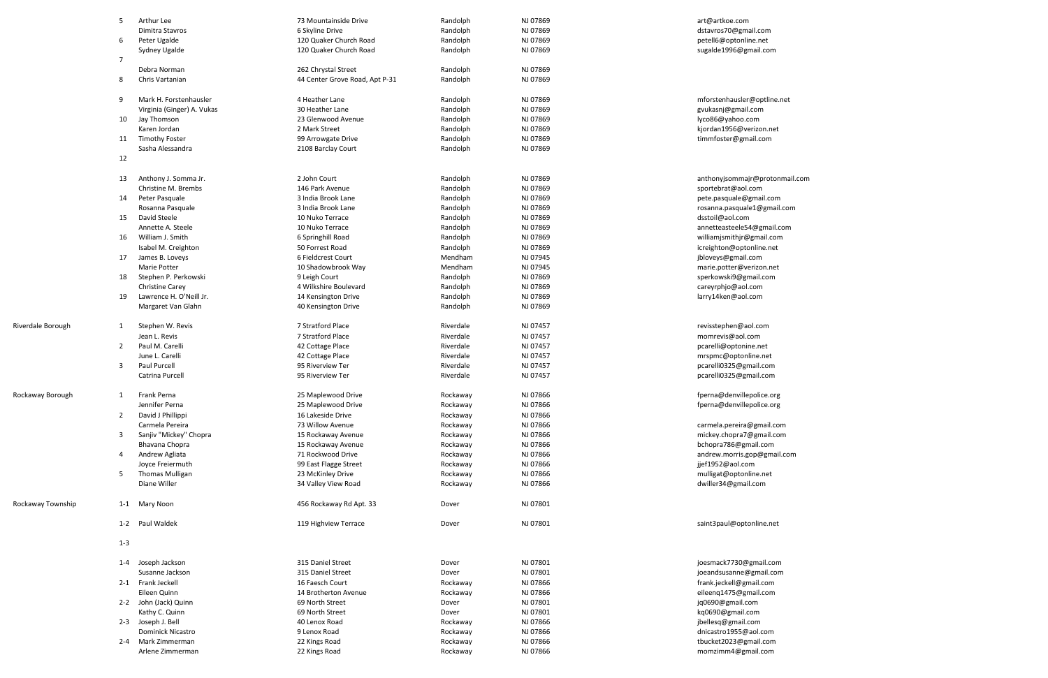| Municipality | District | Name | Address | City | State/Zip | Email |
|---|---|---|---|---|---|---|
| | 5 | Arthur Lee | 73 Mountainside Drive | Randolph | NJ 07869 | art@artkoe.com |
| | | Dimitra Stavros | 6 Skyline Drive | Randolph | NJ 07869 | dstavros70@gmail.com |
| | 6 | Peter Ugalde | 120 Quaker Church Road | Randolph | NJ 07869 | petell6@optonline.net |
| | | Sydney Ugalde | 120 Quaker Church Road | Randolph | NJ 07869 | sugalde1996@gmail.com |
| | 7 | | | | | |
| | | Debra Norman | 262 Chrystal Street | Randolph | NJ 07869 | |
| | 8 | Chris Vartanian | 44 Center Grove Road, Apt P-31 | Randolph | NJ 07869 | |
| | 9 | Mark H. Forstenhausler | 4 Heather Lane | Randolph | NJ 07869 | mforstenhausler@optline.net |
| | | Virginia (Ginger) A. Vukas | 30 Heather Lane | Randolph | NJ 07869 | gvukasnj@gmail.com |
| | 10 | Jay Thomson | 23 Glenwood Avenue | Randolph | NJ 07869 | lyco86@yahoo.com |
| | | Karen Jordan | 2 Mark Street | Randolph | NJ 07869 | kjordan1956@verizon.net |
| | 11 | Timothy Foster | 99 Arrowgate Drive | Randolph | NJ 07869 | timmfoster@gmail.com |
| | | Sasha Alessandra | 2108 Barclay Court | Randolph | NJ 07869 | |
| | 12 | | | | | |
| | 13 | Anthony J. Somma Jr. | 2 John Court | Randolph | NJ 07869 | anthonyjsommajr@protonmail.com |
| | | Christine M. Brembs | 146 Park Avenue | Randolph | NJ 07869 | sportebrat@aol.com |
| | 14 | Peter Pasquale | 3 India Brook Lane | Randolph | NJ 07869 | pete.pasquale@gmail.com |
| | | Rosanna Pasquale | 3 India Brook Lane | Randolph | NJ 07869 | rosanna.pasquale1@gmail.com |
| | 15 | David Steele | 10 Nuko Terrace | Randolph | NJ 07869 | dsstoil@aol.com |
| | | Annette A. Steele | 10 Nuko Terrace | Randolph | NJ 07869 | annetteasteele54@gmail.com |
| | 16 | William J. Smith | 6 Springhill Road | Randolph | NJ 07869 | williamjsmithjr@gmail.com |
| | | Isabel M. Creighton | 50 Forrest Road | Randolph | NJ 07869 | icreighton@optonline.net |
| | 17 | James B. Loveys | 6 Fieldcrest Court | Mendham | NJ 07945 | jbloveys@gmail.com |
| | | Marie Potter | 10 Shadowbrook Way | Mendham | NJ 07945 | marie.potter@verizon.net |
| | 18 | Stephen P. Perkowski | 9 Leigh Court | Randolph | NJ 07869 | sperkowski9@gmail.com |
| | | Christine Carey | 4 Wilkshire Boulevard | Randolph | NJ 07869 | careyrphjo@aol.com |
| | 19 | Lawrence H. O'Neill Jr. | 14 Kensington Drive | Randolph | NJ 07869 | larry14ken@aol.com |
| | | Margaret Van Glahn | 40 Kensington Drive | Randolph | NJ 07869 | |
| Riverdale Borough | 1 | Stephen W. Revis | 7 Stratford Place | Riverdale | NJ 07457 | revisstephen@aol.com |
| | | Jean L. Revis | 7 Stratford Place | Riverdale | NJ 07457 | momrevis@aol.com |
| | 2 | Paul M. Carelli | 42 Cottage Place | Riverdale | NJ 07457 | pcarelli@optonine.net |
| | | June L. Carelli | 42 Cottage Place | Riverdale | NJ 07457 | mrspmc@optonline.net |
| | 3 | Paul Purcell | 95 Riverview Ter | Riverdale | NJ 07457 | pcarelli0325@gmail.com |
| | | Catrina Purcell | 95 Riverview Ter | Riverdale | NJ 07457 | pcarelli0325@gmail.com |
| Rockaway Borough | 1 | Frank Perna | 25 Maplewood Drive | Rockaway | NJ 07866 | fperna@denvillepolice.org |
| | | Jennifer Perna | 25 Maplewood Drive | Rockaway | NJ 07866 | fperna@denvillepolice.org |
| | 2 | David J Phillippi | 16 Lakeside Drive | Rockaway | NJ 07866 | |
| | | Carmela Pereira | 73 Willow Avenue | Rockaway | NJ 07866 | carmela.pereira@gmail.com |
| | 3 | Sanjiv "Mickey" Chopra | 15 Rockaway Avenue | Rockaway | NJ 07866 | mickey.chopra7@gmail.com |
| | | Bhavana Chopra | 15 Rockaway Avenue | Rockaway | NJ 07866 | bchopra786@gmail.com |
| | 4 | Andrew Agliata | 71 Rockwood Drive | Rockaway | NJ 07866 | andrew.morris.gop@gmail.com |
| | | Joyce Freiermuth | 99 East Flagge Street | Rockaway | NJ 07866 | jjef1952@aol.com |
| | 5 | Thomas Mulligan | 23 McKinley Drive | Rockaway | NJ 07866 | mulligat@optonline.net |
| | | Diane Willer | 34 Valley View Road | Rockaway | NJ 07866 | dwiller34@gmail.com |
| Rockaway Township | 1-1 | Mary Noon | 456 Rockaway Rd Apt. 33 | Dover | NJ 07801 | |
| | 1-2 | Paul Waldek | 119 Highview Terrace | Dover | NJ 07801 | saint3paul@optonline.net |
| | 1-3 | | | | | |
| | 1-4 | Joseph Jackson | 315 Daniel Street | Dover | NJ 07801 | joesmack7730@gmail.com |
| | | Susanne Jackson | 315 Daniel Street | Dover | NJ 07801 | joeandsusanne@gmail.com |
| | 2-1 | Frank Jeckell | 16 Faesch Court | Rockaway | NJ 07866 | frank.jeckell@gmail.com |
| | | Eileen Quinn | 14 Brotherton Avenue | Rockaway | NJ 07866 | eileenq1475@gmail.com |
| | 2-2 | John (Jack) Quinn | 69 North Street | Dover | NJ 07801 | jq0690@gmail.com |
| | | Kathy C. Quinn | 69 North Street | Dover | NJ 07801 | kq0690@gmail.com |
| | 2-3 | Joseph J. Bell | 40 Lenox Road | Rockaway | NJ 07866 | jbellesq@gmail.com |
| | | Dominick Nicastro | 9 Lenox Road | Rockaway | NJ 07866 | dnicastro1955@aol.com |
| | 2-4 | Mark Zimmerman | 22 Kings Road | Rockaway | NJ 07866 | tbucket2023@gmail.com |
| | | Arlene Zimmerman | 22 Kings Road | Rockaway | NJ 07866 | momzimm4@gmail.com |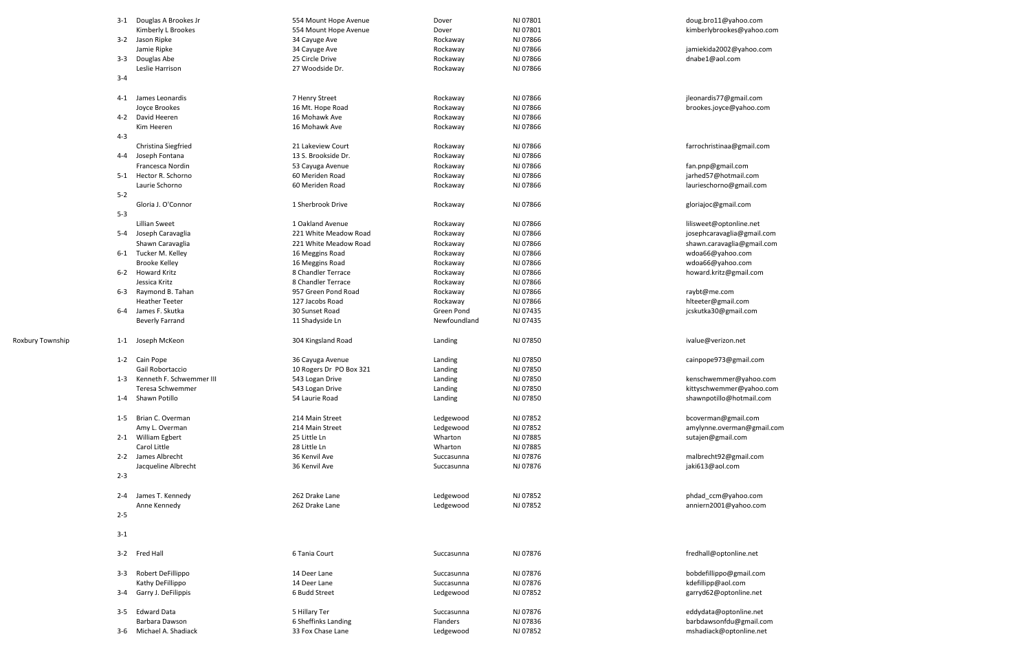| | | | | | | |
|---|---|---|---|---|---|---|
| | 3-1 | Douglas A Brookes Jr | 554 Mount Hope Avenue | Dover | NJ 07801 | doug.bro11@yahoo.com |
| | | Kimberly L Brookes | 554 Mount Hope Avenue | Dover | NJ 07801 | kimberlybrookes@yahoo.com |
| | 3-2 | Jason Ripke | 34 Cayuge Ave | Rockaway | NJ 07866 | |
| | | Jamie Ripke | 34 Cayuge Ave | Rockaway | NJ 07866 | jamiekida2002@yahoo.com |
| | 3-3 | Douglas Abe | 25 Circle Drive | Rockaway | NJ 07866 | dnabe1@aol.com |
| | | Leslie Harrison | 27 Woodside Dr. | Rockaway | NJ 07866 | |
| | 3-4 | | | | | |
| | 4-1 | James Leonardis | 7 Henry Street | Rockaway | NJ 07866 | jleonardis77@gmail.com |
| | | Joyce Brookes | 16 Mt. Hope Road | Rockaway | NJ 07866 | brookes.joyce@yahoo.com |
| | 4-2 | David Heeren | 16 Mohawk Ave | Rockaway | NJ 07866 | |
| | | Kim Heeren | 16 Mohawk Ave | Rockaway | NJ 07866 | |
| | 4-3 | | | | | |
| | | Christina Siegfried | 21 Lakeview Court | Rockaway | NJ 07866 | farrochristinaa@gmail.com |
| | 4-4 | Joseph Fontana | 13 S. Brookside Dr. | Rockaway | NJ 07866 | |
| | | Francesca Nordin | 53 Cayuga Avenue | Rockaway | NJ 07866 | fan.pnp@gmail.com |
| | 5-1 | Hector R. Schorno | 60 Meriden Road | Rockaway | NJ 07866 | jarhed57@hotmail.com |
| | | Laurie Schorno | 60 Meriden Road | Rockaway | NJ 07866 | laurieschorno@gmail.com |
| | 5-2 | | | | | |
| | | Gloria J. O'Connor | 1 Sherbrook Drive | Rockaway | NJ 07866 | gloriajoc@gmail.com |
| | 5-3 | | | | | |
| | | Lillian Sweet | 1 Oakland Avenue | Rockaway | NJ 07866 | lilisweet@optonline.net |
| | 5-4 | Joseph Caravaglia | 221 White Meadow Road | Rockaway | NJ 07866 | josephcaravaglia@gmail.com |
| | | Shawn Caravaglia | 221 White Meadow Road | Rockaway | NJ 07866 | shawn.caravaglia@gmail.com |
| | 6-1 | Tucker M. Kelley | 16 Meggins Road | Rockaway | NJ 07866 | wdoa66@yahoo.com |
| | | Brooke Kelley | 16 Meggins Road | Rockaway | NJ 07866 | wdoa66@yahoo.com |
| | 6-2 | Howard Kritz | 8 Chandler Terrace | Rockaway | NJ 07866 | howard.kritz@gmail.com |
| | | Jessica Kritz | 8 Chandler Terrace | Rockaway | NJ 07866 | |
| | 6-3 | Raymond B. Tahan | 957 Green Pond Road | Rockaway | NJ 07866 | raybt@me.com |
| | | Heather Teeter | 127 Jacobs Road | Rockaway | NJ 07866 | hlteeter@gmail.com |
| | 6-4 | James F. Skutka | 30 Sunset Road | Green Pond | NJ 07435 | jcskutka30@gmail.com |
| | | Beverly Farrand | 11 Shadyside Ln | Newfoundland | NJ 07435 | |
| Roxbury Township | 1-1 | Joseph McKeon | 304 Kingsland Road | Landing | NJ 07850 | ivalue@verizon.net |
| | 1-2 | Cain Pope | 36 Cayuga Avenue | Landing | NJ 07850 | cainpope973@gmail.com |
| | | Gail Robortaccio | 10 Rogers Dr PO Box 321 | Landing | NJ 07850 | |
| | 1-3 | Kenneth F. Schwemmer III | 543 Logan Drive | Landing | NJ 07850 | kenschwemmer@yahoo.com |
| | | Teresa Schwemmer | 543 Logan Drive | Landing | NJ 07850 | kittyschwemmer@yahoo.com |
| | 1-4 | Shawn Potillo | 54 Laurie Road | Landing | NJ 07850 | shawnpotillo@hotmail.com |
| | 1-5 | Brian C. Overman | 214 Main Street | Ledgewood | NJ 07852 | bcoverman@gmail.com |
| | | Amy L. Overman | 214 Main Street | Ledgewood | NJ 07852 | amylynne.overman@gmail.com |
| | 2-1 | William Egbert | 25 Little Ln | Wharton | NJ 07885 | sutajen@gmail.com |
| | | Carol Little | 28 Little Ln | Wharton | NJ 07885 | |
| | 2-2 | James Albrecht | 36 Kenvil Ave | Succasunna | NJ 07876 | malbrecht92@gmail.com |
| | | Jacqueline Albrecht | 36 Kenvil Ave | Succasunna | NJ 07876 | jaki613@aol.com |
| | 2-3 | | | | | |
| | 2-4 | James T. Kennedy | 262 Drake Lane | Ledgewood | NJ 07852 | phdad_ccm@yahoo.com |
| | | Anne Kennedy | 262 Drake Lane | Ledgewood | NJ 07852 | anniern2001@yahoo.com |
| | 2-5 | | | | | |
| | 3-1 | | | | | |
| | 3-2 | Fred Hall | 6 Tania Court | Succasunna | NJ 07876 | fredhall@optonline.net |
| | 3-3 | Robert DeFillippo | 14 Deer Lane | Succasunna | NJ 07876 | bobdefillippo@gmail.com |
| | | Kathy DeFillippo | 14 Deer Lane | Succasunna | NJ 07876 | kdefillipp@aol.com |
| | 3-4 | Garry J. DeFilippis | 6 Budd Street | Ledgewood | NJ 07852 | garryd62@optonline.net |
| | 3-5 | Edward Data | 5 Hillary Ter | Succasunna | NJ 07876 | eddydata@optonline.net |
| | | Barbara Dawson | 6 Sheffinks Landing | Flanders | NJ 07836 | barbdawsonfdu@gmail.com |
| | 3-6 | Michael A. Shadiack | 33 Fox Chase Lane | Ledgewood | NJ 07852 | mshadiack@optonline.net |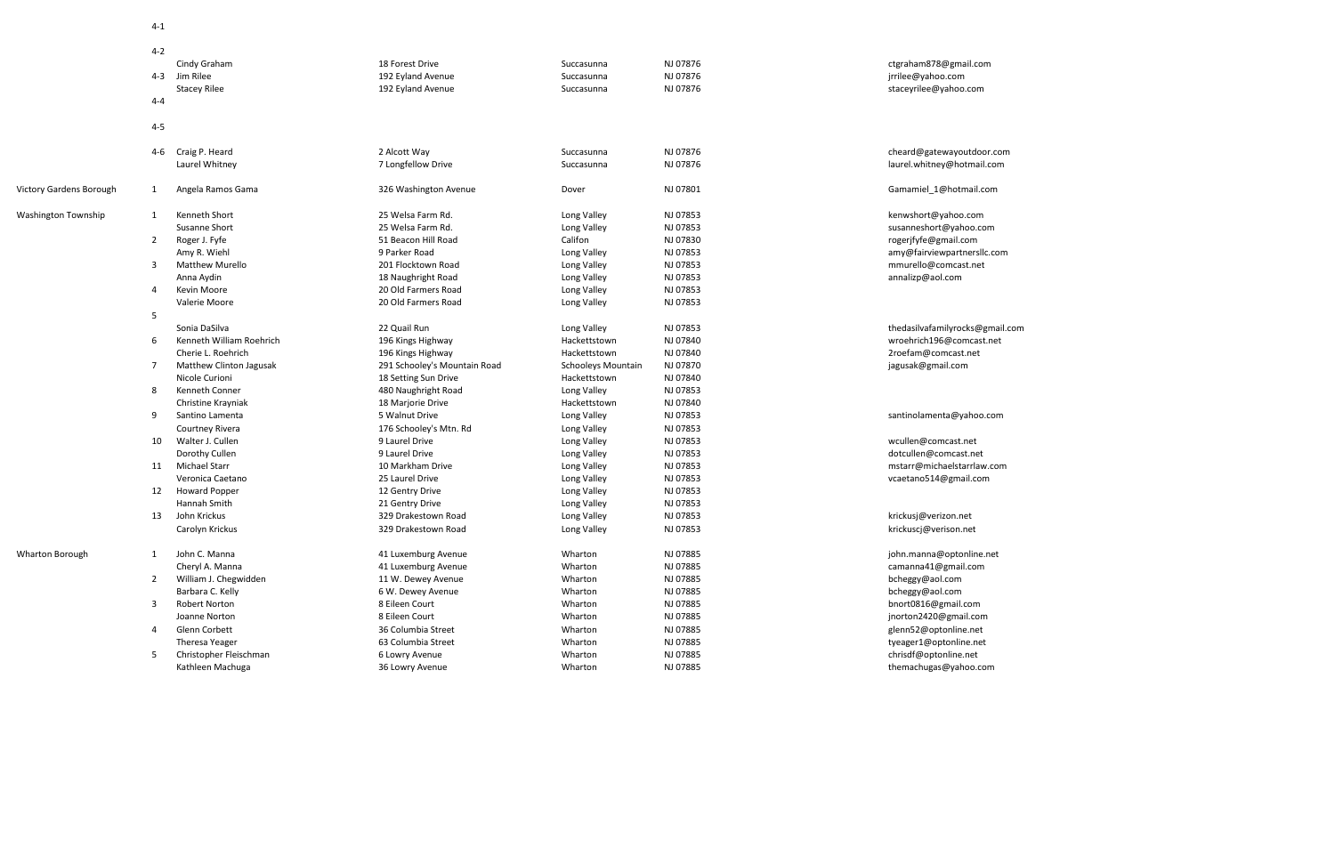| | | | | | | |
|---|---|---|---|---|---|---|
| | 4-1 | | | | | |
| | 4-2 | | | | | |
| | | Cindy Graham | 18 Forest Drive | Succasunna | NJ 07876 | ctgraham878@gmail.com |
| | 4-3 | Jim Rilee | 192 Eyland Avenue | Succasunna | NJ 07876 | jrrilee@yahoo.com |
| | | Stacey Rilee | 192 Eyland Avenue | Succasunna | NJ 07876 | staceyrilee@yahoo.com |
| | 4-4 | | | | | |
| | 4-5 | | | | | |
| | 4-6 | Craig P. Heard | 2 Alcott Way | Succasunna | NJ 07876 | cheard@gatewayoutdoor.com |
| | | Laurel Whitney | 7 Longfellow Drive | Succasunna | NJ 07876 | laurel.whitney@hotmail.com |
| Victory Gardens Borough | 1 | Angela Ramos Gama | 326 Washington Avenue | Dover | NJ 07801 | Gamamiel_1@hotmail.com |
| Washington Township | 1 | Kenneth Short | 25 Welsa Farm Rd. | Long Valley | NJ 07853 | kenwshort@yahoo.com |
| | | Susanne Short | 25 Welsa Farm Rd. | Long Valley | NJ 07853 | susanneshort@yahoo.com |
| | 2 | Roger J. Fyfe | 51 Beacon Hill Road | Califon | NJ 07830 | rogerjfyfe@gmail.com |
| | | Amy R. Wiehl | 9 Parker Road | Long Valley | NJ 07853 | amy@fairviewpartnersllc.com |
| | 3 | Matthew Murello | 201 Flocktown Road | Long Valley | NJ 07853 | mmurello@comcast.net |
| | | Anna Aydin | 18 Naughright Road | Long Valley | NJ 07853 | annalizp@aol.com |
| | 4 | Kevin Moore | 20 Old Farmers Road | Long Valley | NJ 07853 | |
| | | Valerie Moore | 20 Old Farmers Road | Long Valley | NJ 07853 | |
| | 5 | | | | | |
| | | Sonia DaSilva | 22 Quail Run | Long Valley | NJ 07853 | thedasilvafamilyrocks@gmail.com |
| | 6 | Kenneth William Roehrich | 196 Kings Highway | Hackettstown | NJ 07840 | wroehrich196@comcast.net |
| | | Cherie L. Roehrich | 196 Kings Highway | Hackettstown | NJ 07840 | 2roefam@comcast.net |
| | 7 | Matthew Clinton Jagusak | 291 Schooley's Mountain Road | Schooleys Mountain | NJ 07870 | jagusak@gmail.com |
| | | Nicole Curioni | 18 Setting Sun Drive | Hackettstown | NJ 07840 | |
| | 8 | Kenneth Conner | 480 Naughright Road | Long Valley | NJ 07853 | |
| | | Christine Krayniak | 18 Marjorie Drive | Hackettstown | NJ 07840 | |
| | 9 | Santino Lamenta | 5 Walnut Drive | Long Valley | NJ 07853 | santinolamenta@yahoo.com |
| | | Courtney Rivera | 176 Schooley's Mtn. Rd | Long Valley | NJ 07853 | |
| | 10 | Walter J. Cullen | 9 Laurel Drive | Long Valley | NJ 07853 | wcullen@comcast.net |
| | | Dorothy Cullen | 9 Laurel Drive | Long Valley | NJ 07853 | dotcullen@comcast.net |
| | 11 | Michael Starr | 10 Markham Drive | Long Valley | NJ 07853 | mstarr@michaelstarrlaw.com |
| | | Veronica Caetano | 25 Laurel Drive | Long Valley | NJ 07853 | vcaetano514@gmail.com |
| | 12 | Howard Popper | 12 Gentry Drive | Long Valley | NJ 07853 | |
| | | Hannah Smith | 21 Gentry Drive | Long Valley | NJ 07853 | |
| | 13 | John Krickus | 329 Drakestown Road | Long Valley | NJ 07853 | krickusj@verizon.net |
| | | Carolyn Krickus | 329 Drakestown Road | Long Valley | NJ 07853 | krickuscj@verison.net |
| Wharton Borough | 1 | John C. Manna | 41 Luxemburg Avenue | Wharton | NJ 07885 | john.manna@optonline.net |
| | | Cheryl A. Manna | 41 Luxemburg Avenue | Wharton | NJ 07885 | camanna41@gmail.com |
| | 2 | William J. Chegwidden | 11 W. Dewey Avenue | Wharton | NJ 07885 | bcheggy@aol.com |
| | | Barbara C. Kelly | 6 W. Dewey Avenue | Wharton | NJ 07885 | bcheggy@aol.com |
| | 3 | Robert Norton | 8 Eileen Court | Wharton | NJ 07885 | bnort0816@gmail.com |
| | | Joanne Norton | 8 Eileen Court | Wharton | NJ 07885 | jnorton2420@gmail.com |
| | 4 | Glenn Corbett | 36 Columbia Street | Wharton | NJ 07885 | glenn52@optonline.net |
| | | Theresa Yeager | 63 Columbia Street | Wharton | NJ 07885 | tyeager1@optonline.net |
| | 5 | Christopher Fleischman | 6 Lowry Avenue | Wharton | NJ 07885 | chrisdf@optonline.net |
| | | Kathleen Machuga | 36 Lowry Avenue | Wharton | NJ 07885 | themachugas@yahoo.com |